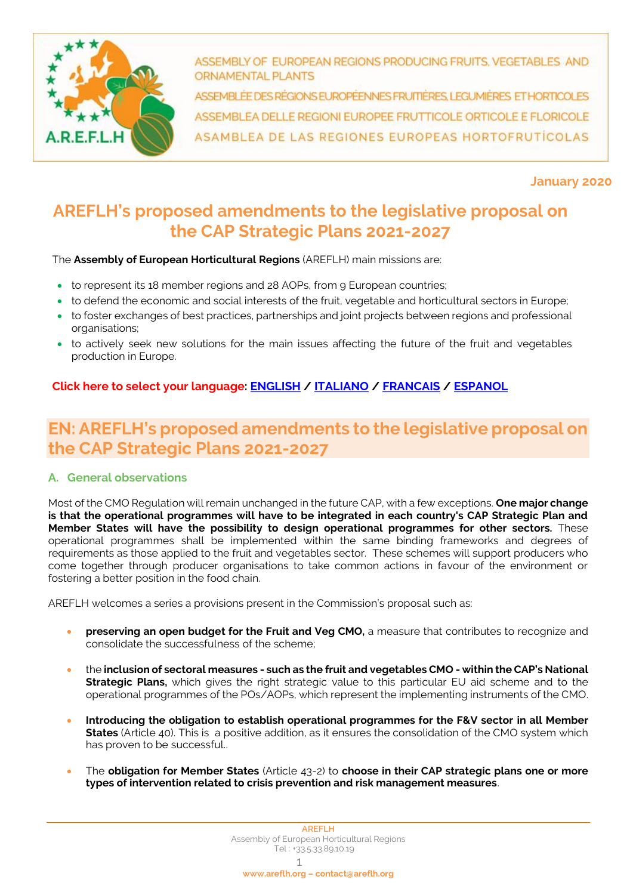ASSEMBLY OF EUROPEAN REGIONS PRODUCING FRUITS, VEGETABLES AND ORNAMENTAL PLANTS

ASSEMBLÉE DES RÉGIONS EUROPÉENNES FRUITIÈRES, LEGUMIÈRES ET HORTICOLES

ASSEMBLEA DELLE REGIONI EUROPEE FRUTTICOLE ORTICOLE E FLORICOLE

ASAMBLEA DE LAS REGIONES EUROPEAS HORTOFRUTÍCOLAS

**January 2020**

# AREFLH's proposed amendments to the legislative proposal on the CAP Strategic Plans 2021-2027

The **Assembly of European Horticultural Regions** (AREFLH) main missions are:

- to represent its 18 member regions and 28 AOPs, from 9 European countries;
- to defend the economic and social interests of the fruit, vegetable and horticultural sectors in Europe;
- to foster exchanges of best practices, partnerships and joint projects between regions and professional organisations;
- to actively seek new solutions for the main issues affecting the future of the fruit and vegetables production in Europe.

**Click here to select your language: ENGLISH / ITALIANO / FRANCAIS / ESPANOL**

## EN: AREFLH's proposed amendments to the legislative proposal on the CAP Strategic Plans 2021-2027

### A. General observations

Most of the CMO Regulation will remain unchanged in the future CAP, with a few exceptions. **One major change is that the operational programmes will have to be integrated in each country's CAP Strategic Plan and Member States will have the possibility to design operational programmes for other sectors.** These operational programmes shall be implemented within the same binding frameworks and degrees of requirements as those applied to the fruit and vegetables sector. These schemes will support producers who come together through producer organisations to take common actions in favour of the environment or fostering a better position in the food chain.

AREFLH welcomes a series a provisions present in the Commission's proposal such as:

- **preserving an open budget for the Fruit and Veg CMO,** a measure that contributes to recognize and consolidate the successfulness of the scheme;
- the **inclusion of sectoral measures - such as the fruit and vegetables CMO - within the CAP's National Strategic Plans,** which gives the right strategic value to this particular EU aid scheme and to the operational programmes of the POs/AOPs, which represent the implementing instruments of the CMO.
- **Introducing the obligation to establish operational programmes for the F&V sector in all Member States** (Article 40). This is a positive addition, as it ensures the consolidation of the CMO system which has proven to be successful..
- The **obligation for Member States** (Article 43-2) to **choose in their CAP strategic plans one or more types of intervention related to crisis prevention and risk management measures**.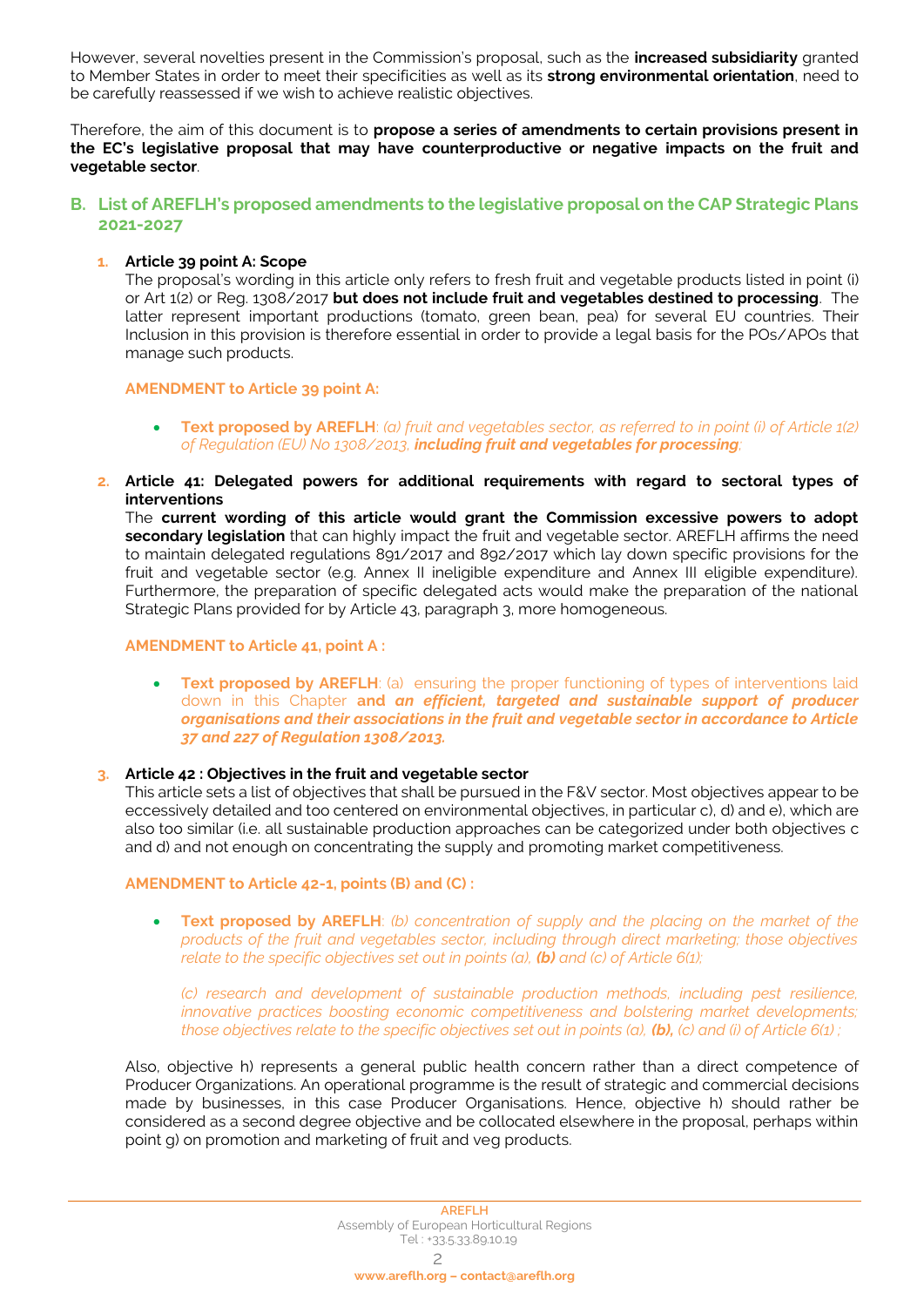However, several novelties present in the Commission's proposal, such as the **increased subsidiarity** granted to Member States in order to meet their specificities as well as its **strong environmental orientation**, need to be carefully reassessed if we wish to achieve realistic objectives.

Therefore, the aim of this document is to **propose a series of amendments to certain provisions present in the EC's legislative proposal that may have counterproductive or negative impacts on the fruit and vegetable sector**.

## B. List of AREFLH's proposed amendments to the legislative proposal on the CAP Strategic Plans 2021-2027

1. **Article 39 point A: Scope**

   The proposal's wording in this article only refers to fresh fruit and vegetable products listed in point (i) or Art 1(2) or Reg. 1308/2017 **but does not include fruit and vegetables destined to processing**. The latter represent important productions (tomato, green bean, pea) for several EU countries. Their Inclusion in this provision is therefore essential in order to provide a legal basis for the POs/APOs that manage such products.

   **AMENDMENT to Article 39 point A:**

   - **Text proposed by AREFLH**: *(a) fruit and vegetables sector, as referred to in point (i) of Article 1(2) of Regulation (EU) No 1308/2013,* ***including fruit and vegetables for processing****;*

2. **Article 41: Delegated powers for additional requirements with regard to sectoral types of interventions**

   The **current wording of this article would grant the Commission excessive powers to adopt secondary legislation** that can highly impact the fruit and vegetable sector. AREFLH affirms the need to maintain delegated regulations 891/2017 and 892/2017 which lay down specific provisions for the fruit and vegetable sector (e.g. Annex II ineligible expenditure and Annex III eligible expenditure). Furthermore, the preparation of specific delegated acts would make the preparation of the national Strategic Plans provided for by Article 43, paragraph 3, more homogeneous.

   **AMENDMENT to Article 41, point A :**

   - **Text proposed by AREFLH**: (a) ensuring the proper functioning of types of interventions laid down in this Chapter **and** ***an efficient, targeted and sustainable support of producer organisations and their associations in the fruit and vegetable sector in accordance to Article 37 and 227 of Regulation 1308/2013.***

3. **Article 42 : Objectives in the fruit and vegetable sector**

   This article sets a list of objectives that shall be pursued in the F&V sector. Most objectives appear to be eccessively detailed and too centered on environmental objectives, in particular c), d) and e), which are also too similar (i.e. all sustainable production approaches can be categorized under both objectives c and d) and not enough on concentrating the supply and promoting market competitiveness.

   **AMENDMENT to Article 42-1, points (B) and (C) :**

   - **Text proposed by AREFLH**: *(b) concentration of supply and the placing on the market of the products of the fruit and vegetables sector, including through direct marketing; those objectives relate to the specific objectives set out in points (a),* ***(b)*** *and (c) of Article 6(1);*

     *(c) research and development of sustainable production methods, including pest resilience, innovative practices boosting economic competitiveness and bolstering market developments; those objectives relate to the specific objectives set out in points (a),* ***(b),*** *(c) and (i) of Article 6(1) ;*

   Also, objective h) represents a general public health concern rather than a direct competence of Producer Organizations. An operational programme is the result of strategic and commercial decisions made by businesses, in this case Producer Organisations. Hence, objective h) should rather be considered as a second degree objective and be collocated elsewhere in the proposal, perhaps within point g) on promotion and marketing of fruit and veg products.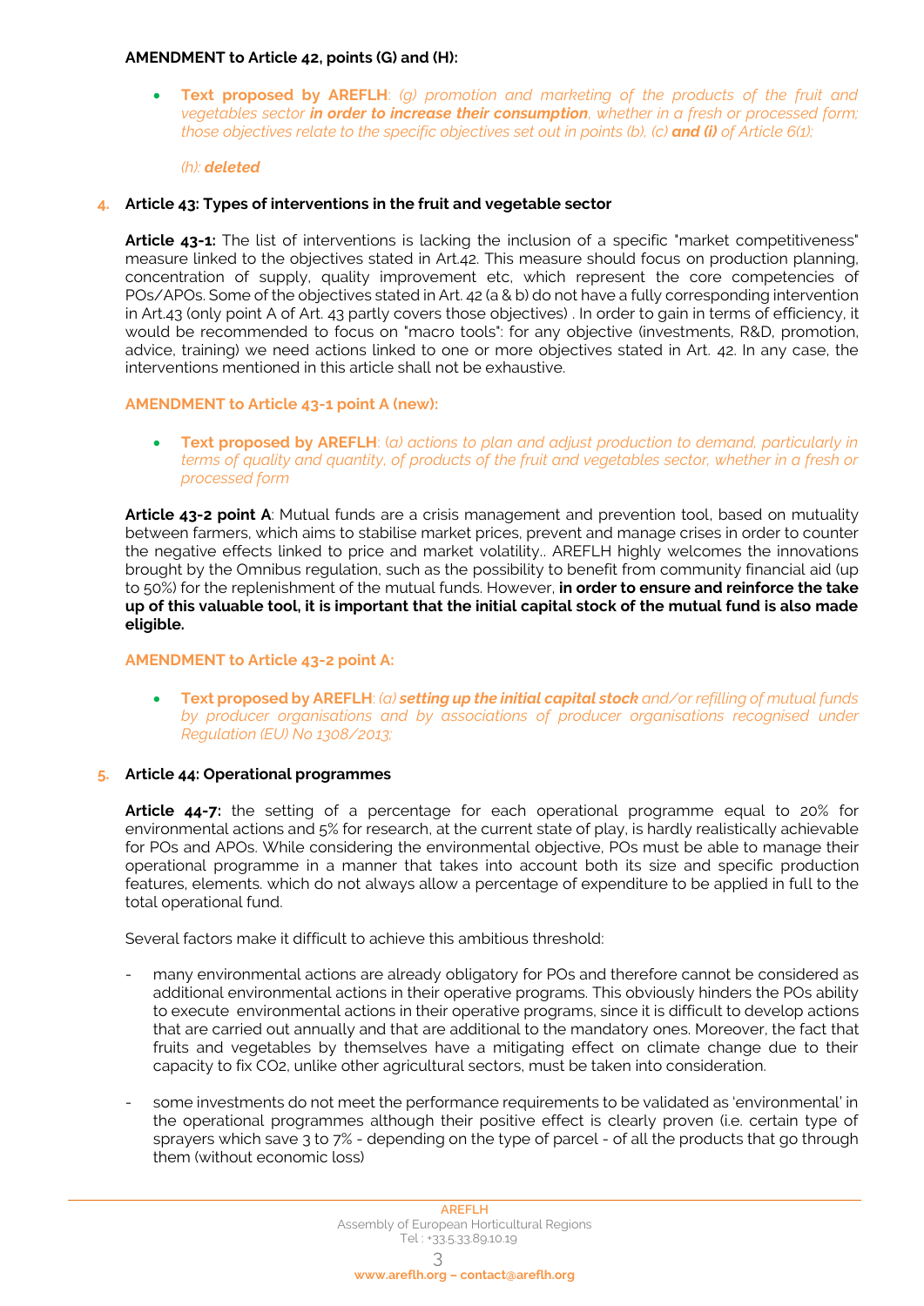**AMENDMENT to Article 42, points (G) and (H):**

- **Text proposed by AREFLH**: *(g) promotion and marketing of the products of the fruit and vegetables sector **in order to increase their consumption**, whether in a fresh or processed form; those objectives relate to the specific objectives set out in points (b), (c) **and (i)** of Article 6(1);*

  *(h): **deleted***

4. **Article 43: Types of interventions in the fruit and vegetable sector**

**Article 43-1:** The list of interventions is lacking the inclusion of a specific "market competitiveness" measure linked to the objectives stated in Art.42. This measure should focus on production planning, concentration of supply, quality improvement etc, which represent the core competencies of POs/APOs. Some of the objectives stated in Art. 42 (a & b) do not have a fully corresponding intervention in Art.43 (only point A of Art. 43 partly covers those objectives) . In order to gain in terms of efficiency, it would be recommended to focus on "macro tools": for any objective (investments, R&D, promotion, advice, training) we need actions linked to one or more objectives stated in Art. 42. In any case, the interventions mentioned in this article shall not be exhaustive.

**AMENDMENT to Article 43-1 point A (new):**

- **Text proposed by AREFLH**: *(a) actions to plan and adjust production to demand, particularly in terms of quality and quantity, of products of the fruit and vegetables sector, whether in a fresh or processed form*

**Article 43-2 point A**: Mutual funds are a crisis management and prevention tool, based on mutuality between farmers, which aims to stabilise market prices, prevent and manage crises in order to counter the negative effects linked to price and market volatility.. AREFLH highly welcomes the innovations brought by the Omnibus regulation, such as the possibility to benefit from community financial aid (up to 50%) for the replenishment of the mutual funds. However, **in order to ensure and reinforce the take up of this valuable tool, it is important that the initial capital stock of the mutual fund is also made eligible.**

**AMENDMENT to Article 43-2 point A:**

- **Text proposed by AREFLH**: *(a) **setting up the initial capital stock** and/or refilling of mutual funds by producer organisations and by associations of producer organisations recognised under Regulation (EU) No 1308/2013;*

5. **Article 44: Operational programmes**

**Article 44-7:** the setting of a percentage for each operational programme equal to 20% for environmental actions and 5% for research, at the current state of play, is hardly realistically achievable for POs and APOs. While considering the environmental objective, POs must be able to manage their operational programme in a manner that takes into account both its size and specific production features, elements. which do not always allow a percentage of expenditure to be applied in full to the total operational fund.

Several factors make it difficult to achieve this ambitious threshold:

- many environmental actions are already obligatory for POs and therefore cannot be considered as additional environmental actions in their operative programs. This obviously hinders the POs ability to execute environmental actions in their operative programs, since it is difficult to develop actions that are carried out annually and that are additional to the mandatory ones. Moreover, the fact that fruits and vegetables by themselves have a mitigating effect on climate change due to their capacity to fix $CO_2$, unlike other agricultural sectors, must be taken into consideration.
- some investments do not meet the performance requirements to be validated as 'environmental' in the operational programmes although their positive effect is clearly proven (i.e. certain type of sprayers which save 3 to 7% - depending on the type of parcel - of all the products that go through them (without economic loss)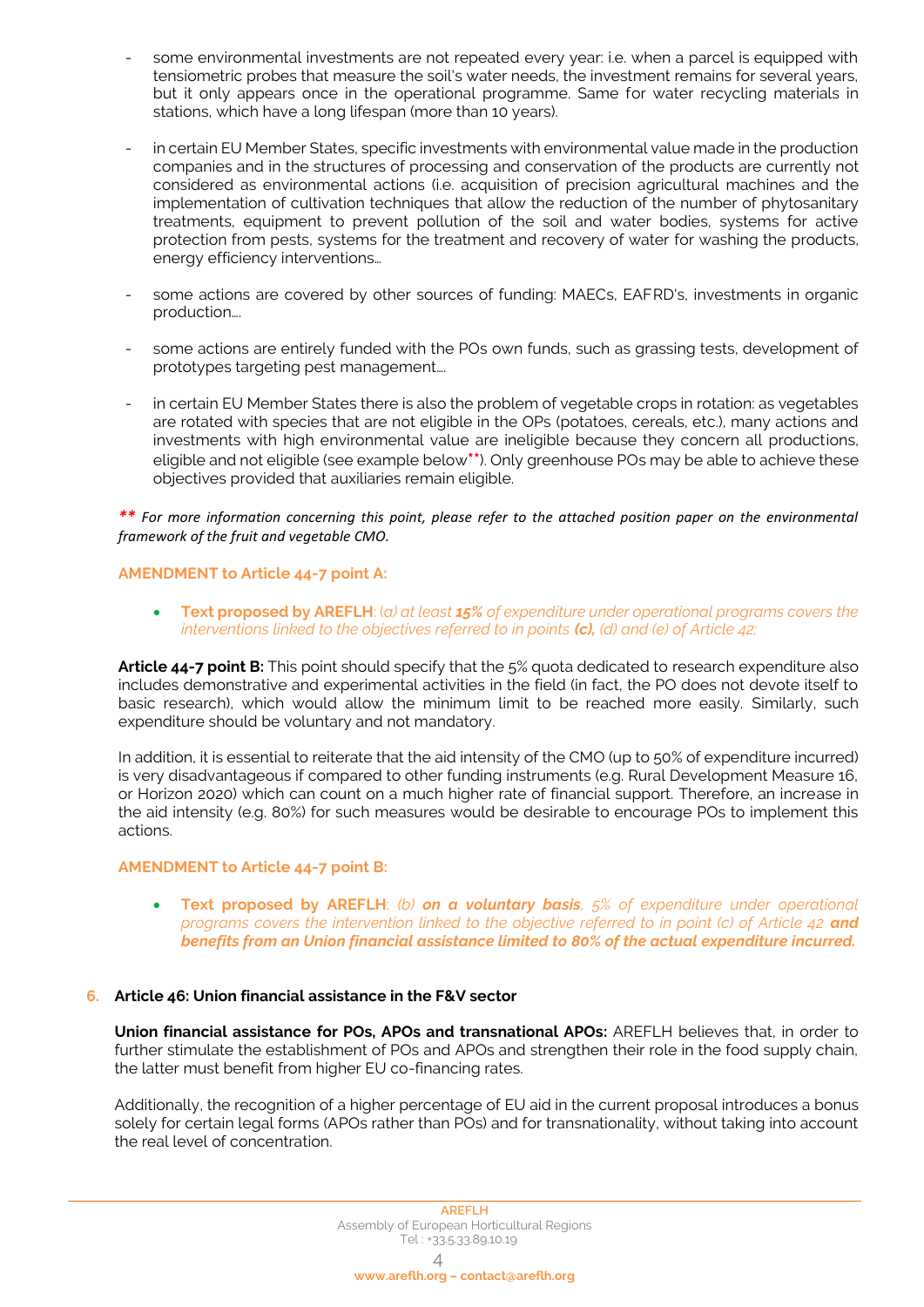- some environmental investments are not repeated every year: i.e. when a parcel is equipped with tensiometric probes that measure the soil's water needs, the investment remains for several years, but it only appears once in the operational programme. Same for water recycling materials in stations, which have a long lifespan (more than 10 years).

- in certain EU Member States, specific investments with environmental value made in the production companies and in the structures of processing and conservation of the products are currently not considered as environmental actions (i.e. acquisition of precision agricultural machines and the implementation of cultivation techniques that allow the reduction of the number of phytosanitary treatments, equipment to prevent pollution of the soil and water bodies, systems for active protection from pests, systems for the treatment and recovery of water for washing the products, energy efficiency interventions…

- some actions are covered by other sources of funding: MAECs, EAFRD's, investments in organic production….

- some actions are entirely funded with the POs own funds, such as grassing tests, development of prototypes targeting pest management….

- in certain EU Member States there is also the problem of vegetable crops in rotation: as vegetables are rotated with species that are not eligible in the OPs (potatoes, cereals, etc.), many actions and investments with high environmental value are ineligible because they concern all productions, eligible and not eligible (see example below**). Only greenhouse POs may be able to achieve these objectives provided that auxiliaries remain eligible.

***\*\** For more information concerning this point, please refer to the attached position paper on the environmental framework of the fruit and vegetable CMO.*

**AMENDMENT to Article 44-7 point A:**

- **Text proposed by AREFLH**: *(a) at least **15%** of expenditure under operational programs covers the interventions linked to the objectives referred to in points **(c),** (d) and (e) of Article 42;*

**Article 44-7 point B:** This point should specify that the 5% quota dedicated to research expenditure also includes demonstrative and experimental activities in the field (in fact, the PO does not devote itself to basic research), which would allow the minimum limit to be reached more easily. Similarly, such expenditure should be voluntary and not mandatory.

In addition, it is essential to reiterate that the aid intensity of the CMO (up to 50% of expenditure incurred) is very disadvantageous if compared to other funding instruments (e.g. Rural Development Measure 16, or Horizon 2020) which can count on a much higher rate of financial support. Therefore, an increase in the aid intensity (e.g. 80%) for such measures would be desirable to encourage POs to implement this actions.

**AMENDMENT to Article 44-7 point B:**

- **Text proposed by AREFLH**: *(b) **on a voluntary basis**, 5% of expenditure under operational programs covers the intervention linked to the objective referred to in point (c) of Article 42 **and benefits from an Union financial assistance limited to 80% of the actual expenditure incurred.***

## 6. Article 46: Union financial assistance in the F&V sector

**Union financial assistance for POs, APOs and transnational APOs:** AREFLH believes that, in order to further stimulate the establishment of POs and APOs and strengthen their role in the food supply chain, the latter must benefit from higher EU co-financing rates.

Additionally, the recognition of a higher percentage of EU aid in the current proposal introduces a bonus solely for certain legal forms (APOs rather than POs) and for transnationality, without taking into account the real level of concentration.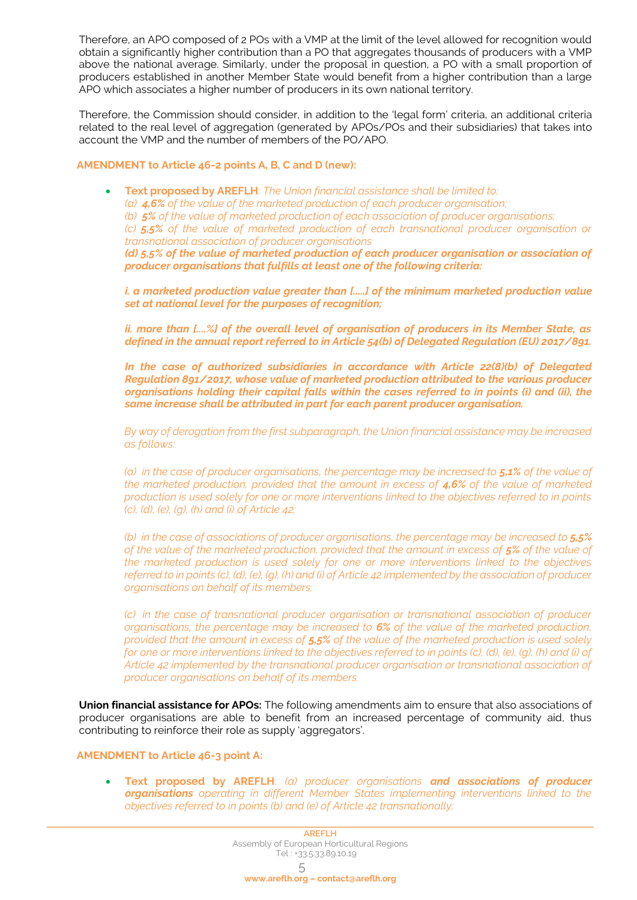Therefore, an APO composed of 2 POs with a VMP at the limit of the level allowed for recognition would obtain a significantly higher contribution than a PO that aggregates thousands of producers with a VMP above the national average. Similarly, under the proposal in question, a PO with a small proportion of producers established in another Member State would benefit from a higher contribution than a large APO which associates a higher number of producers in its own national territory.

Therefore, the Commission should consider, in addition to the 'legal form' criteria, an additional criteria related to the real level of aggregation (generated by APOs/POs and their subsidiaries) that takes into account the VMP and the number of members of the PO/APO.

**AMENDMENT to Article 46-2 points A, B, C and D (new):**

- **Text proposed by AREFLH**: *The Union financial assistance shall be limited to:*
  *(a) **4,6%** of the value of the marketed production of each producer organisation;*
  *(b) **5%** of the value of marketed production of each association of producer organisations;*
  *(c) **5,5%** of the value of marketed production of each transnational producer organisation or transnational association of producer organisations*
  ***(d) 5,5% of the value of marketed production of each producer organisation or association of producer organisations that fulfills at least one of the following criteria:***

  ***i. a marketed production value greater than [.....] of the minimum marketed production value set at national level for the purposes of recognition;***

  ***ii. more than [....%] of the overall level of organisation of producers in its Member State, as defined in the annual report referred to in Article 54(b) of Delegated Regulation (EU) 2017/891.***

  ***In the case of authorized subsidiaries in accordance with Article 22(8)(b) of Delegated Regulation 891/2017, whose value of marketed production attributed to the various producer organisations holding their capital falls within the cases referred to in points (i) and (ii), the same increase shall be attributed in part for each parent producer organisation.***

  *By way of derogation from the first subparagraph, the Union financial assistance may be increased as follows:*

  *(a) in the case of producer organisations, the percentage may be increased to **5,1%** of the value of the marketed production, provided that the amount in excess of **4,6%** of the value of marketed production is used solely for one or more interventions linked to the objectives referred to in points (c), (d), (e), (g), (h) and (i) of Article 42;*

  *(b) in the case of associations of producer organisations, the percentage may be increased to **5,5%** of the value of the marketed production, provided that the amount in excess of **5%** of the value of the marketed production is used solely for one or more interventions linked to the objectives referred to in points (c), (d), (e), (g), (h) and (i) of Article 42 implemented by the association of producer organisations on behalf of its members;*

  *(c) in the case of transnational producer organisation or transnational association of producer organisations, the percentage may be increased to **6%** of the value of the marketed production, provided that the amount in excess of **5,5%** of the value of the marketed production is used solely for one or more interventions linked to the objectives referred to in points (c), (d), (e), (g), (h) and (i) of Article 42 implemented by the transnational producer organisation or transnational association of producer organisations on behalf of its members.*

**Union financial assistance for APOs:** The following amendments aim to ensure that also associations of producer organisations are able to benefit from an increased percentage of community aid, thus contributing to reinforce their role as supply 'aggregators'.

**AMENDMENT to Article 46-3 point A:**

- **Text proposed by AREFLH**: *(a) producer organisations **and associations of producer organisations** operating in different Member States implementing interventions linked to the objectives referred to in points (b) and (e) of Article 42 transnationally;*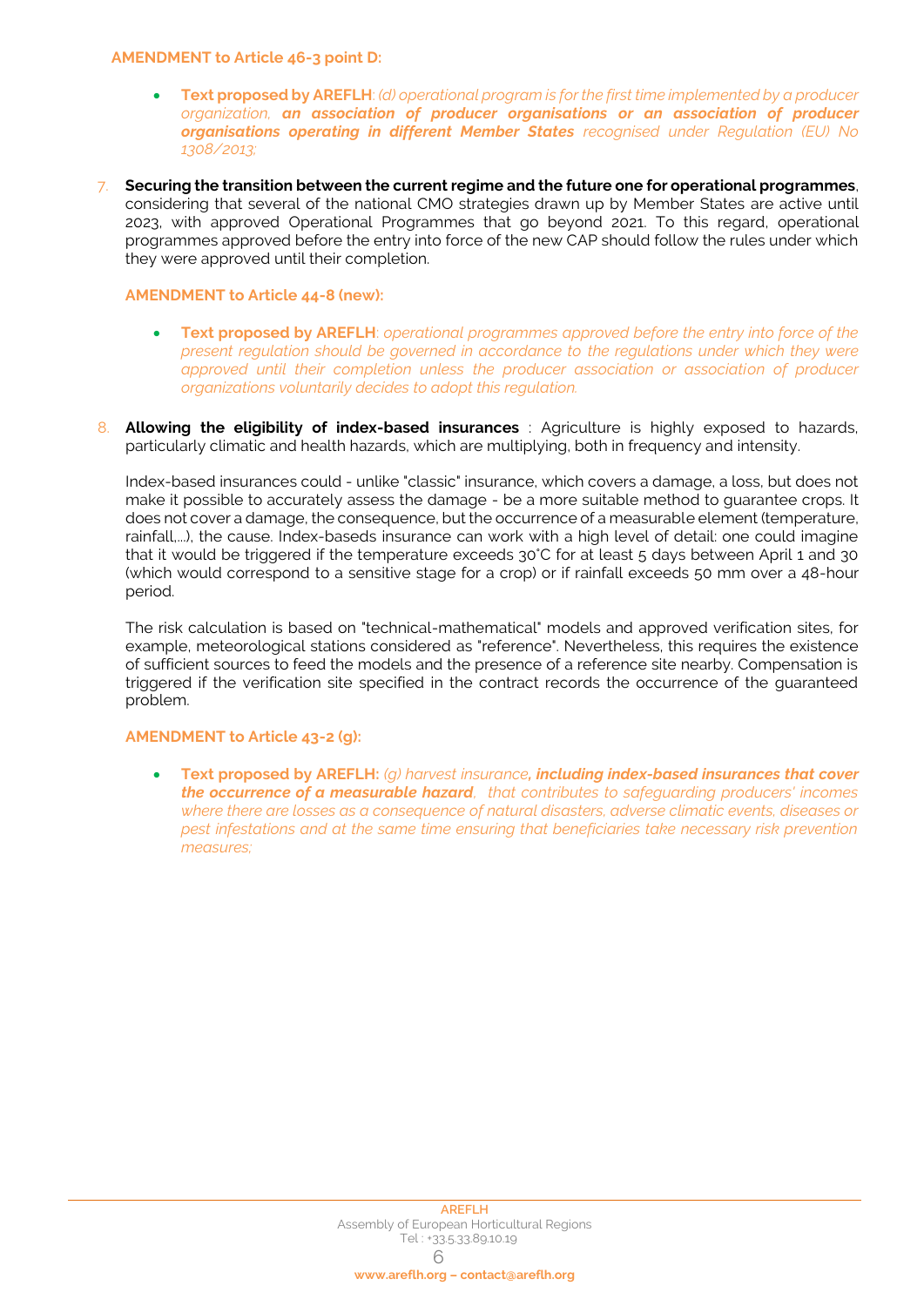**AMENDMENT to Article 46-3 point D:**

- **Text proposed by AREFLH**: *(d) operational program is for the first time implemented by a producer organization,* ***an association of producer organisations or an association of producer organisations operating in different Member States*** *recognised under Regulation (EU) No 1308/2013;*

7. **Securing the transition between the current regime and the future one for operational programmes**, considering that several of the national CMO strategies drawn up by Member States are active until 2023, with approved Operational Programmes that go beyond 2021. To this regard, operational programmes approved before the entry into force of the new CAP should follow the rules under which they were approved until their completion.

**AMENDMENT to Article 44-8 (new):**

- **Text proposed by AREFLH**: *operational programmes approved before the entry into force of the present regulation should be governed in accordance to the regulations under which they were approved until their completion unless the producer association or association of producer organizations voluntarily decides to adopt this regulation.*

8. **Allowing the eligibility of index-based insurances** : Agriculture is highly exposed to hazards, particularly climatic and health hazards, which are multiplying, both in frequency and intensity.

   Index-based insurances could - unlike "classic" insurance, which covers a damage, a loss, but does not make it possible to accurately assess the damage - be a more suitable method to guarantee crops. It does not cover a damage, the consequence, but the occurrence of a measurable element (temperature, rainfall,...), the cause. Index-baseds insurance can work with a high level of detail: one could imagine that it would be triggered if the temperature exceeds 30°C for at least 5 days between April 1 and 30 (which would correspond to a sensitive stage for a crop) or if rainfall exceeds 50 mm over a 48-hour period.

   The risk calculation is based on "technical-mathematical" models and approved verification sites, for example, meteorological stations considered as "reference". Nevertheless, this requires the existence of sufficient sources to feed the models and the presence of a reference site nearby. Compensation is triggered if the verification site specified in the contract records the occurrence of the guaranteed problem.

**AMENDMENT to Article 43-2 (g):**

- **Text proposed by AREFLH:** *(g) harvest insurance****, including index-based insurances that cover the occurrence of a measurable hazard****, that contributes to safeguarding producers' incomes where there are losses as a consequence of natural disasters, adverse climatic events, diseases or pest infestations and at the same time ensuring that beneficiaries take necessary risk prevention measures;*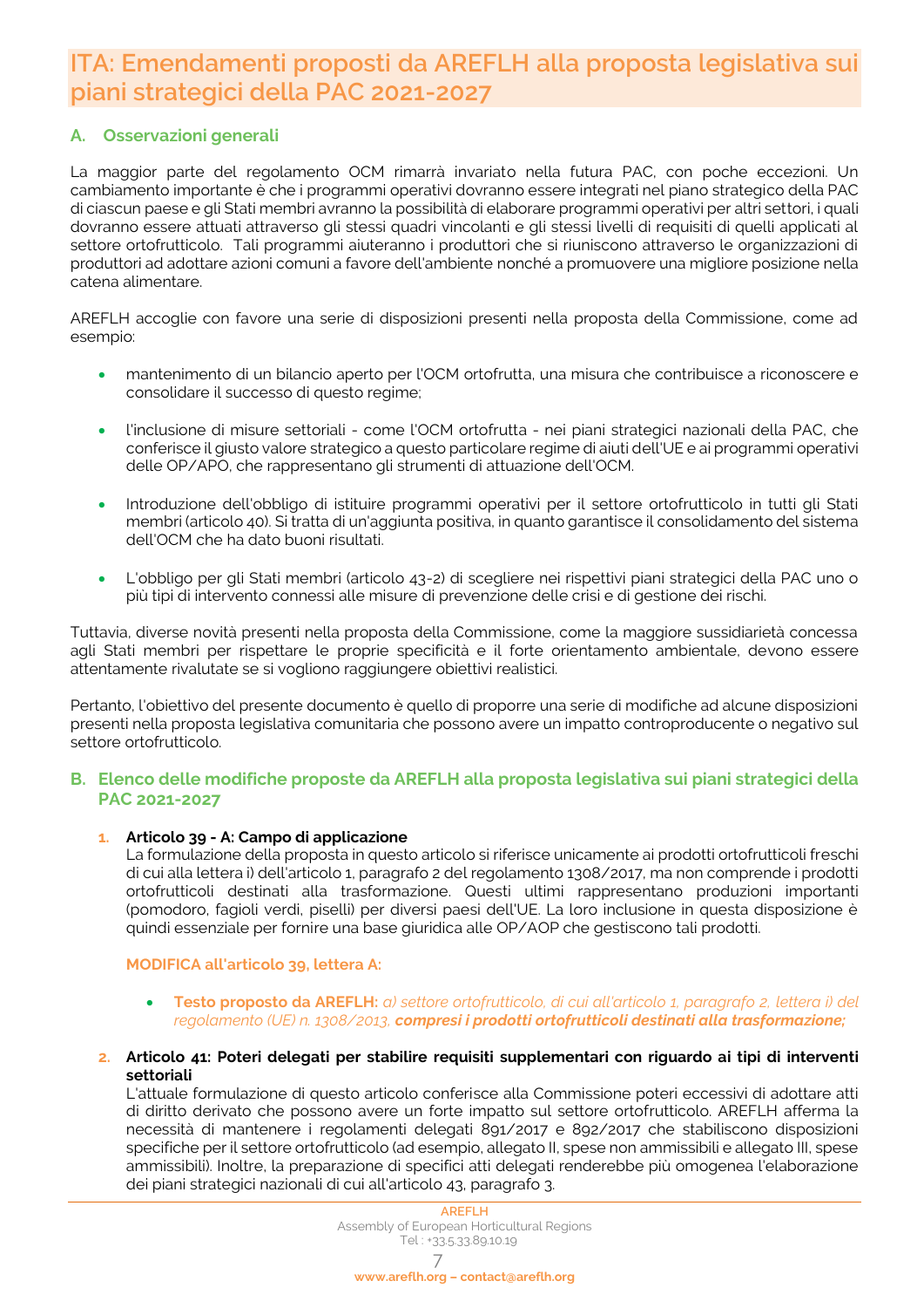# ITA: Emendamenti proposti da AREFLH alla proposta legislativa sui piani strategici della PAC 2021-2027

## A. Osservazioni generali

La maggior parte del regolamento OCM rimarrà invariato nella futura PAC, con poche eccezioni. Un cambiamento importante è che i programmi operativi dovranno essere integrati nel piano strategico della PAC di ciascun paese e gli Stati membri avranno la possibilità di elaborare programmi operativi per altri settori, i quali dovranno essere attuati attraverso gli stessi quadri vincolanti e gli stessi livelli di requisiti di quelli applicati al settore ortofrutticolo. Tali programmi aiuteranno i produttori che si riuniscono attraverso le organizzazioni di produttori ad adottare azioni comuni a favore dell'ambiente nonché a promuovere una migliore posizione nella catena alimentare.

AREFLH accoglie con favore una serie di disposizioni presenti nella proposta della Commissione, come ad esempio:

- mantenimento di un bilancio aperto per l'OCM ortofrutta, una misura che contribuisce a riconoscere e consolidare il successo di questo regime;
- l'inclusione di misure settoriali - come l'OCM ortofrutta - nei piani strategici nazionali della PAC, che conferisce il giusto valore strategico a questo particolare regime di aiuti dell'UE e ai programmi operativi delle OP/APO, che rappresentano gli strumenti di attuazione dell'OCM.
- Introduzione dell'obbligo di istituire programmi operativi per il settore ortofrutticolo in tutti gli Stati membri (articolo 40). Si tratta di un'aggiunta positiva, in quanto garantisce il consolidamento del sistema dell'OCM che ha dato buoni risultati.
- L'obbligo per gli Stati membri (articolo 43-2) di scegliere nei rispettivi piani strategici della PAC uno o più tipi di intervento connessi alle misure di prevenzione delle crisi e di gestione dei rischi.

Tuttavia, diverse novità presenti nella proposta della Commissione, come la maggiore sussidiarietà concessa agli Stati membri per rispettare le proprie specificità e il forte orientamento ambientale, devono essere attentamente rivalutate se si vogliono raggiungere obiettivi realistici.

Pertanto, l'obiettivo del presente documento è quello di proporre una serie di modifiche ad alcune disposizioni presenti nella proposta legislativa comunitaria che possono avere un impatto controproducente o negativo sul settore ortofrutticolo.

## B. Elenco delle modifiche proposte da AREFLH alla proposta legislativa sui piani strategici della PAC 2021-2027

1. **Articolo 39 - A: Campo di applicazione**
   La formulazione della proposta in questo articolo si riferisce unicamente ai prodotti ortofrutticoli freschi di cui alla lettera i) dell'articolo 1, paragrafo 2 del regolamento 1308/2017, ma non comprende i prodotti ortofrutticoli destinati alla trasformazione. Questi ultimi rappresentano produzioni importanti (pomodoro, fagioli verdi, piselli) per diversi paesi dell'UE. La loro inclusione in questa disposizione è quindi essenziale per fornire una base giuridica alle OP/AOP che gestiscono tali prodotti.

   **MODIFICA all'articolo 39, lettera A:**

   - **Testo proposto da AREFLH:** *a) settore ortofrutticolo, di cui all'articolo 1, paragrafo 2, lettera i) del regolamento (UE) n. 1308/2013,* ***compresi i prodotti ortofrutticoli destinati alla trasformazione;***

2. **Articolo 41: Poteri delegati per stabilire requisiti supplementari con riguardo ai tipi di interventi settoriali**
   L'attuale formulazione di questo articolo conferisce alla Commissione poteri eccessivi di adottare atti di diritto derivato che possono avere un forte impatto sul settore ortofrutticolo. AREFLH afferma la necessità di mantenere i regolamenti delegati 891/2017 e 892/2017 che stabiliscono disposizioni specifiche per il settore ortofrutticolo (ad esempio, allegato II, spese non ammissibili e allegato III, spese ammissibili). Inoltre, la preparazione di specifici atti delegati renderebbe più omogenea l'elaborazione dei piani strategici nazionali di cui all'articolo 43, paragrafo 3.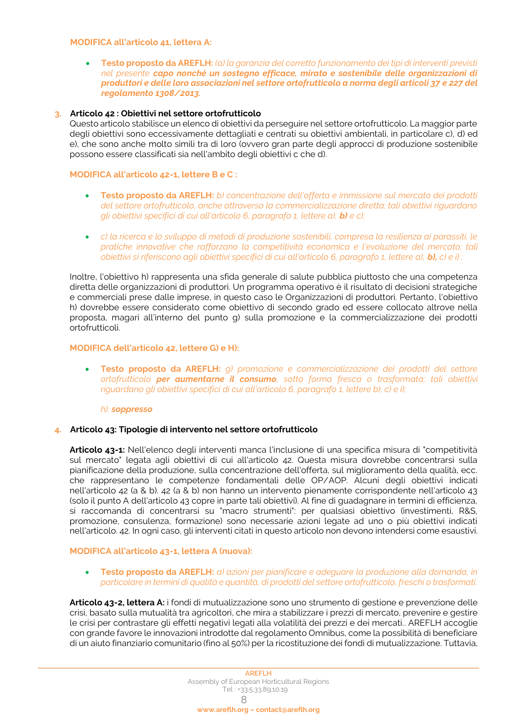**MODIFICA all'articolo 41, lettera A:**

- **Testo proposto da AREFLH:** *(a) la garanzia del corretto funzionamento dei tipi di interventi previsti nel presente* ***capo nonché un sostegno efficace, mirato e sostenibile delle organizzazioni di produttori e delle loro associazioni nel settore ortofrutticolo a norma degli articoli 37 e 227 del regolamento 1308/2013.***

3. **Articolo 42 : Obiettivi nel settore ortofrutticolo**

Questo articolo stabilisce un elenco di obiettivi da perseguire nel settore ortofrutticolo. La maggior parte degli obiettivi sono eccessivamente dettagliati e centrati su obiettivi ambientali, in particolare c), d) ed e), che sono anche molto simili tra di loro (ovvero gran parte degli approcci di produzione sostenibile possono essere classificati sia nell'ambito degli obiettivi c che d).

**MODIFICA all'articolo 42-1, lettere B e C :**

- **Testo proposto da AREFLH:** *b) concentrazione dell'offerta e immissione sul mercato dei prodotti del settore ortofrutticolo, anche attraverso la commercializzazione diretta; tali obiettivi riguardano gli obiettivi specifici di cui all'articolo 6, paragrafo 1, lettere a),* ***b)*** *e c);*

- *c) la ricerca e lo sviluppo di metodi di produzione sostenibili, compresa la resilienza ai parassiti, le pratiche innovative che rafforzano la competitività economica e l'evoluzione del mercato; tali obiettivi si riferiscono agli obiettivi specifici di cui all'articolo 6, paragrafo 1, lettere a),* ***b),*** *c) e i) ;*

Inoltre, l'obiettivo h) rappresenta una sfida generale di salute pubblica piuttosto che una competenza diretta delle organizzazioni di produttori. Un programma operativo è il risultato di decisioni strategiche e commerciali prese dalle imprese, in questo caso le Organizzazioni di produttori. Pertanto, l'obiettivo h) dovrebbe essere considerato come obiettivo di secondo grado ed essere collocato altrove nella proposta, magari all'interno del punto g) sulla promozione e la commercializzazione dei prodotti ortofrutticoli.

**MODIFICA dell'articolo 42, lettere G) e H):**

- **Testo proposto da AREFLH:** *g) promozione e commercializzazione dei prodotti del settore ortofrutticolo* ***per aumentarne il consumo****, sotto forma fresca o trasformata; tali obiettivi riguardano gli obiettivi specifici di cui all'articolo 6, paragrafo 1, lettere b), c) e i);*

  *h):* ***soppresso***

4. **Articolo 43: Tipologie di intervento nel settore ortofrutticolo**

**Articolo 43-1:** Nell'elenco degli interventi manca l'inclusione di una specifica misura di "competitività sul mercato" legata agli obiettivi di cui all'articolo 42. Questa misura dovrebbe concentrarsi sulla pianificazione della produzione, sulla concentrazione dell'offerta, sul miglioramento della qualità, ecc. che rappresentano le competenze fondamentali delle OP/AOP. Alcuni degli obiettivi indicati nell'articolo 42 (a & b). 42 (a & b) non hanno un intervento pienamente corrispondente nell'articolo 43 (solo il punto A dell'articolo 43 copre in parte tali obiettivi). Al fine di guadagnare in termini di efficienza, si raccomanda di concentrarsi su "macro strumenti": per qualsiasi obiettivo (investimenti, R&S, promozione, consulenza, formazione) sono necessarie azioni legate ad uno o più obiettivi indicati nell'articolo. 42. In ogni caso, gli interventi citati in questo articolo non devono intendersi come esaustivi.

**MODIFICA all'articolo 43-1, lettera A (nuova):**

- **Testo proposto da AREFLH:** *a) azioni per pianificare e adeguare la produzione alla domanda, in particolare in termini di qualità e quantità, di prodotti del settore ortofrutticolo, freschi o trasformati.*

**Articolo 43-2, lettera A:** i fondi di mutualizzazione sono uno strumento di gestione e prevenzione delle crisi, basato sulla mutualità tra agricoltori, che mira a stabilizzare i prezzi di mercato, prevenire e gestire le crisi per contrastare gli effetti negativi legati alla volatilità dei prezzi e dei mercati.. AREFLH accoglie con grande favore le innovazioni introdotte dal regolamento Omnibus, come la possibilità di beneficiare di un aiuto finanziario comunitario (fino al 50%) per la ricostituzione dei fondi di mutualizzazione. Tuttavia,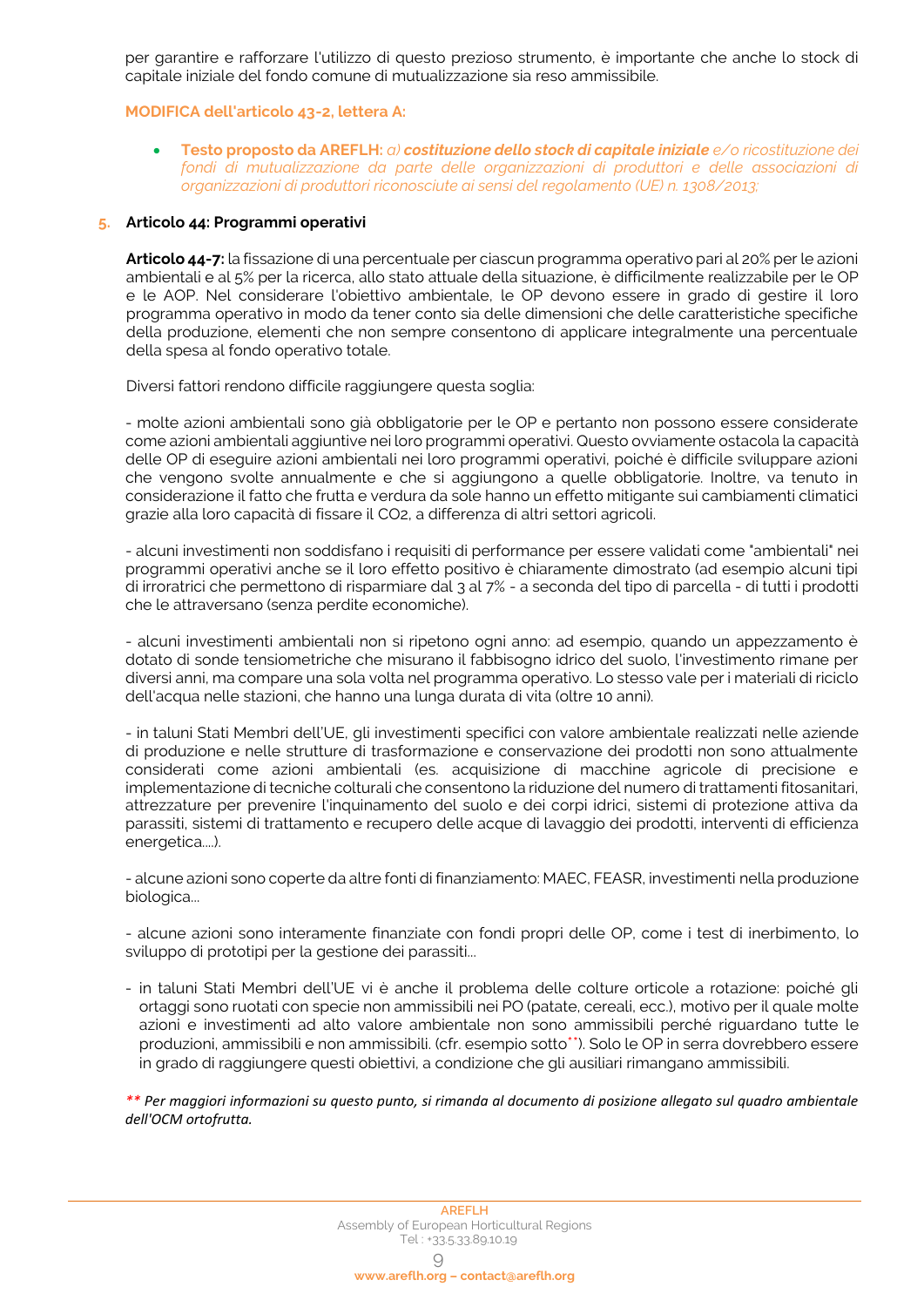per garantire e rafforzare l'utilizzo di questo prezioso strumento, è importante che anche lo stock di capitale iniziale del fondo comune di mutualizzazione sia reso ammissibile.

**MODIFICA dell'articolo 43-2, lettera A:**

- **Testo proposto da AREFLH:** *a)* ***costituzione dello stock di capitale iniziale*** *e/o ricostituzione dei fondi di mutualizzazione da parte delle organizzazioni di produttori e delle associazioni di organizzazioni di produttori riconosciute ai sensi del regolamento (UE) n. 1308/2013;*

## 5. Articolo 44: Programmi operativi

**Articolo 44-7:** la fissazione di una percentuale per ciascun programma operativo pari al 20% per le azioni ambientali e al 5% per la ricerca, allo stato attuale della situazione, è difficilmente realizzabile per le OP e le AOP. Nel considerare l'obiettivo ambientale, le OP devono essere in grado di gestire il loro programma operativo in modo da tener conto sia delle dimensioni che delle caratteristiche specifiche della produzione, elementi che non sempre consentono di applicare integralmente una percentuale della spesa al fondo operativo totale.

Diversi fattori rendono difficile raggiungere questa soglia:

- molte azioni ambientali sono già obbligatorie per le OP e pertanto non possono essere considerate come azioni ambientali aggiuntive nei loro programmi operativi. Questo ovviamente ostacola la capacità delle OP di eseguire azioni ambientali nei loro programmi operativi, poiché è difficile sviluppare azioni che vengono svolte annualmente e che si aggiungono a quelle obbligatorie. Inoltre, va tenuto in considerazione il fatto che frutta e verdura da sole hanno un effetto mitigante sui cambiamenti climatici grazie alla loro capacità di fissare il $CO_2$, a differenza di altri settori agricoli.

- alcuni investimenti non soddisfano i requisiti di performance per essere validati come "ambientali" nei programmi operativi anche se il loro effetto positivo è chiaramente dimostrato (ad esempio alcuni tipi di irroratrici che permettono di risparmiare dal 3 al 7% - a seconda del tipo di parcella - di tutti i prodotti che le attraversano (senza perdite economiche).

- alcuni investimenti ambientali non si ripetono ogni anno: ad esempio, quando un appezzamento è dotato di sonde tensiometriche che misurano il fabbisogno idrico del suolo, l'investimento rimane per diversi anni, ma compare una sola volta nel programma operativo. Lo stesso vale per i materiali di riciclo dell'acqua nelle stazioni, che hanno una lunga durata di vita (oltre 10 anni).

- in taluni Stati Membri dell'UE, gli investimenti specifici con valore ambientale realizzati nelle aziende di produzione e nelle strutture di trasformazione e conservazione dei prodotti non sono attualmente considerati come azioni ambientali (es. acquisizione di macchine agricole di precisione e implementazione di tecniche colturali che consentono la riduzione del numero di trattamenti fitosanitari, attrezzature per prevenire l'inquinamento del suolo e dei corpi idrici, sistemi di protezione attiva da parassiti, sistemi di trattamento e recupero delle acque di lavaggio dei prodotti, interventi di efficienza energetica….).

- alcune azioni sono coperte da altre fonti di finanziamento: MAEC, FEASR, investimenti nella produzione biologica…

- alcune azioni sono interamente finanziate con fondi propri delle OP, come i test di inerbimento, lo sviluppo di prototipi per la gestione dei parassiti…

- in taluni Stati Membri dell'UE vi è anche il problema delle colture orticole a rotazione: poiché gli ortaggi sono ruotati con specie non ammissibili nei PO (patate, cereali, ecc.), motivo per il quale molte azioni e investimenti ad alto valore ambientale non sono ammissibili perché riguardano tutte le produzioni, ammissibili e non ammissibili. (cfr. esempio sotto**). Solo le OP in serra dovrebbero essere in grado di raggiungere questi obiettivi, a condizione che gli ausiliari rimangano ammissibili.

*\*\* Per maggiori informazioni su questo punto, si rimanda al documento di posizione allegato sul quadro ambientale dell'OCM ortofrutta.*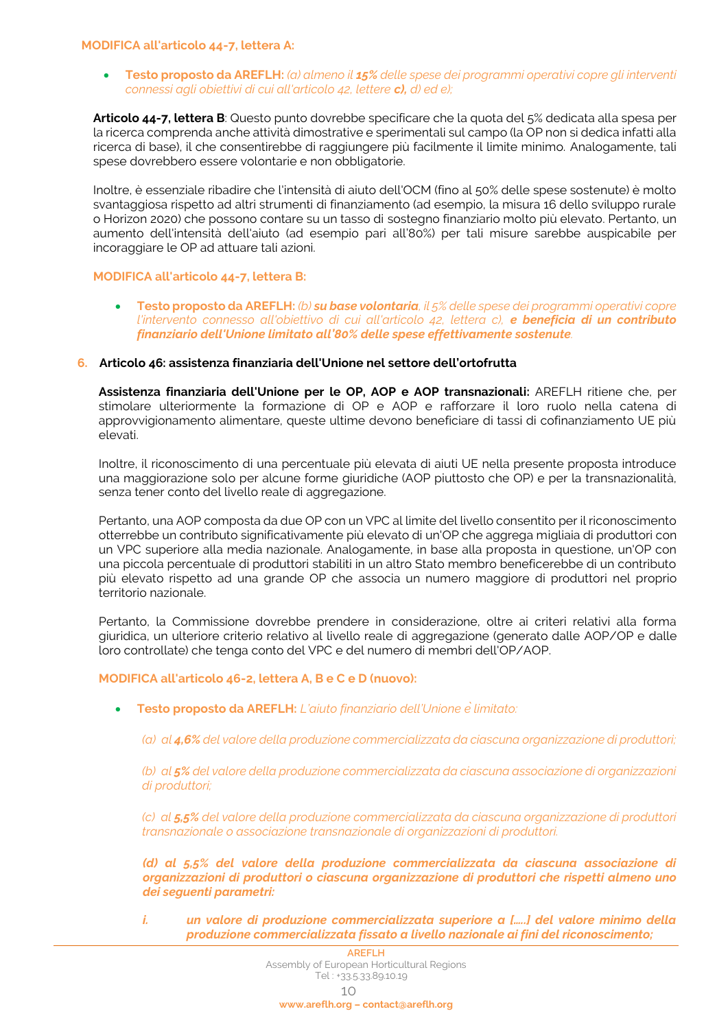**MODIFICA all'articolo 44-7, lettera A:**

- **Testo proposto da AREFLH:** *(a) almeno il **15%** delle spese dei programmi operativi copre gli interventi connessi agli obiettivi di cui all'articolo 42, lettere **c),** d) ed e);*

**Articolo 44-7, lettera B**: Questo punto dovrebbe specificare che la quota del 5% dedicata alla spesa per la ricerca comprenda anche attività dimostrative e sperimentali sul campo (la OP non si dedica infatti alla ricerca di base), il che consentirebbe di raggiungere più facilmente il limite minimo. Analogamente, tali spese dovrebbero essere volontarie e non obbligatorie.

Inoltre, è essenziale ribadire che l'intensità di aiuto dell'OCM (fino al 50% delle spese sostenute) è molto svantaggiosa rispetto ad altri strumenti di finanziamento (ad esempio, la misura 16 dello sviluppo rurale o Horizon 2020) che possono contare su un tasso di sostegno finanziario molto più elevato. Pertanto, un aumento dell'intensità dell'aiuto (ad esempio pari all'80%) per tali misure sarebbe auspicabile per incoraggiare le OP ad attuare tali azioni.

**MODIFICA all'articolo 44-7, lettera B:**

- **Testo proposto da AREFLH:** *(b) **su base volontaria**, il 5% delle spese dei programmi operativi copre l'intervento connesso all'obiettivo di cui all'articolo 42, lettera c), **e beneficia di un contributo finanziario dell'Unione limitato all'80% delle spese effettivamente sostenute**.*

## 6. Articolo 46: assistenza finanziaria dell'Unione nel settore dell'ortofrutta

**Assistenza finanziaria dell'Unione per le OP, AOP e AOP transnazionali:** AREFLH ritiene che, per stimolare ulteriormente la formazione di OP e AOP e rafforzare il loro ruolo nella catena di approvvigionamento alimentare, queste ultime devono beneficiare di tassi di cofinanziamento UE più elevati.

Inoltre, il riconoscimento di una percentuale più elevata di aiuti UE nella presente proposta introduce una maggiorazione solo per alcune forme giuridiche (AOP piuttosto che OP) e per la transnazionalità, senza tener conto del livello reale di aggregazione.

Pertanto, una AOP composta da due OP con un VPC al limite del livello consentito per il riconoscimento otterrebbe un contributo significativamente più elevato di un'OP che aggrega migliaia di produttori con un VPC superiore alla media nazionale. Analogamente, in base alla proposta in questione, un'OP con una piccola percentuale di produttori stabiliti in un altro Stato membro beneficerebbe di un contributo più elevato rispetto ad una grande OP che associa un numero maggiore di produttori nel proprio territorio nazionale.

Pertanto, la Commissione dovrebbe prendere in considerazione, oltre ai criteri relativi alla forma giuridica, un ulteriore criterio relativo al livello reale di aggregazione (generato dalle AOP/OP e dalle loro controllate) che tenga conto del VPC e del numero di membri dell'OP/AOP.

**MODIFICA all'articolo 46-2, lettera A, B e C e D (nuovo):**

- **Testo proposto da AREFLH:** *L'aiuto finanziario dell'Unione è limitato:*

  *(a) al **4,6%** del valore della produzione commercializzata da ciascuna organizzazione di produttori;*

  *(b) al **5%** del valore della produzione commercializzata da ciascuna associazione di organizzazioni di produttori;*

  *(c) al **5,5%** del valore della produzione commercializzata da ciascuna organizzazione di produttori transnazionale o associazione transnazionale di organizzazioni di produttori.*

  ***(d) al 5,5% del valore della produzione commercializzata da ciascuna associazione di organizzazioni di produttori o ciascuna organizzazione di produttori che rispetti almeno uno dei seguenti parametri:***

  ***i. un valore di produzione commercializzata superiore a [.....] del valore minimo della produzione commercializzata fissato a livello nazionale ai fini del riconoscimento;***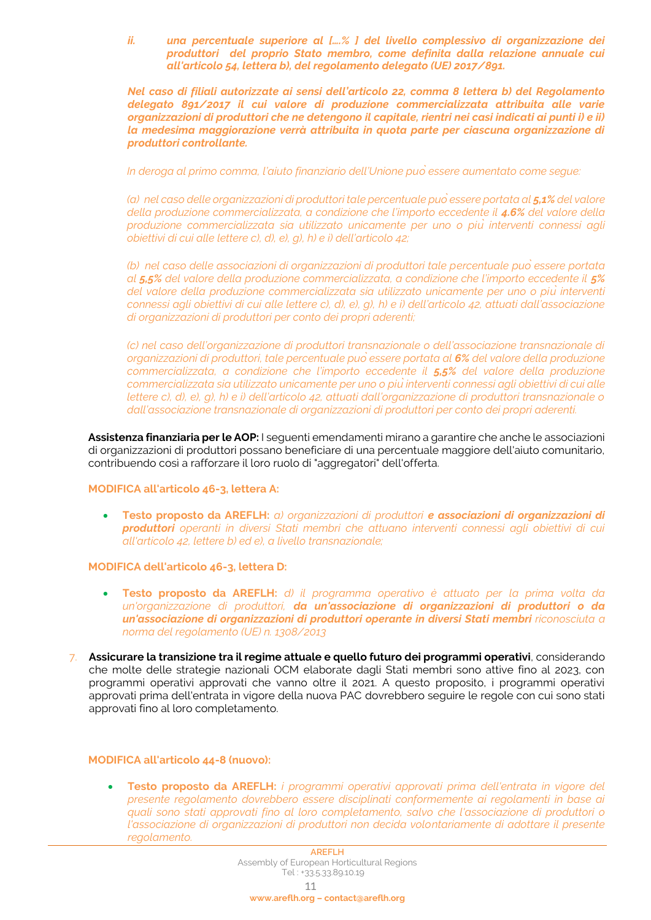*ii. **una percentuale superiore al [....% ] del livello complessivo di organizzazione dei produttori del proprio Stato membro, come definita dalla relazione annuale cui all'articolo 54, lettera b), del regolamento delegato (UE) 2017/891.***

***Nel caso di filiali autorizzate ai sensi dell'articolo 22, comma 8 lettera b) del Regolamento delegato 891/2017 il cui valore di produzione commercializzata attribuita alle varie organizzazioni di produttori che ne detengono il capitale, rientri nei casi indicati ai punti i) e ii) la medesima maggiorazione verrà attribuita in quota parte per ciascuna organizzazione di produttori controllante.***

*In deroga al primo comma, l'aiuto finanziario dell'Unione può essere aumentato come segue:*

*(a) nel caso delle organizzazioni di produttori tale percentuale può essere portata al **5,1%** del valore della produzione commercializzata, a condizione che l'importo eccedente il **4.6%** del valore della produzione commercializzata sia utilizzato unicamente per uno o più interventi connessi agli obiettivi di cui alle lettere c), d), e), g), h) e i) dell'articolo 42;*

*(b) nel caso delle associazioni di organizzazioni di produttori tale percentuale può essere portata al **5,5%** del valore della produzione commercializzata, a condizione che l'importo eccedente il **5%** del valore della produzione commercializzata sia utilizzato unicamente per uno o più interventi connessi agli obiettivi di cui alle lettere c), d), e), g), h) e i) dell'articolo 42, attuati dall'associazione di organizzazioni di produttori per conto dei propri aderenti;*

*(c) nel caso dell'organizzazione di produttori transnazionale o dell'associazione transnazionale di organizzazioni di produttori, tale percentuale può essere portata al **6%** del valore della produzione commercializzata, a condizione che l'importo eccedente il **5,5%** del valore della produzione commercializzata sia utilizzato unicamente per uno o più interventi connessi agli obiettivi di cui alle lettere c), d), e), g), h) e i) dell'articolo 42, attuati dall'organizzazione di produttori transnazionale o dall'associazione transnazionale di organizzazioni di produttori per conto dei propri aderenti.*

**Assistenza finanziaria per le AOP:** I seguenti emendamenti mirano a garantire che anche le associazioni di organizzazioni di produttori possano beneficiare di una percentuale maggiore dell'aiuto comunitario, contribuendo così a rafforzare il loro ruolo di "aggregatori" dell'offerta.

**MODIFICA all'articolo 46-3, lettera A:**

- **Testo proposto da AREFLH:** *a) organizzazioni di produttori **e associazioni di organizzazioni di produttori** operanti in diversi Stati membri che attuano interventi connessi agli obiettivi di cui all'articolo 42, lettere b) ed e), a livello transnazionale;*

**MODIFICA dell'articolo 46-3, lettera D:**

- **Testo proposto da AREFLH:** *d) il programma operativo è attuato per la prima volta da un'organizzazione di produttori, **da un'associazione di organizzazioni di produttori o da un'associazione di organizzazioni di produttori operante in diversi Stati membri** riconosciuta a norma del regolamento (UE) n. 1308/2013*

7. **Assicurare la transizione tra il regime attuale e quello futuro dei programmi operativi**, considerando che molte delle strategie nazionali OCM elaborate dagli Stati membri sono attive fino al 2023, con programmi operativi approvati che vanno oltre il 2021. A questo proposito, i programmi operativi approvati prima dell'entrata in vigore della nuova PAC dovrebbero seguire le regole con cui sono stati approvati fino al loro completamento.

**MODIFICA all'articolo 44-8 (nuovo):**

- **Testo proposto da AREFLH:** *i programmi operativi approvati prima dell'entrata in vigore del presente regolamento dovrebbero essere disciplinati conformemente ai regolamenti in base ai quali sono stati approvati fino al loro completamento, salvo che l'associazione di produttori o l'associazione di organizzazioni di produttori non decida volontariamente di adottare il presente regolamento.*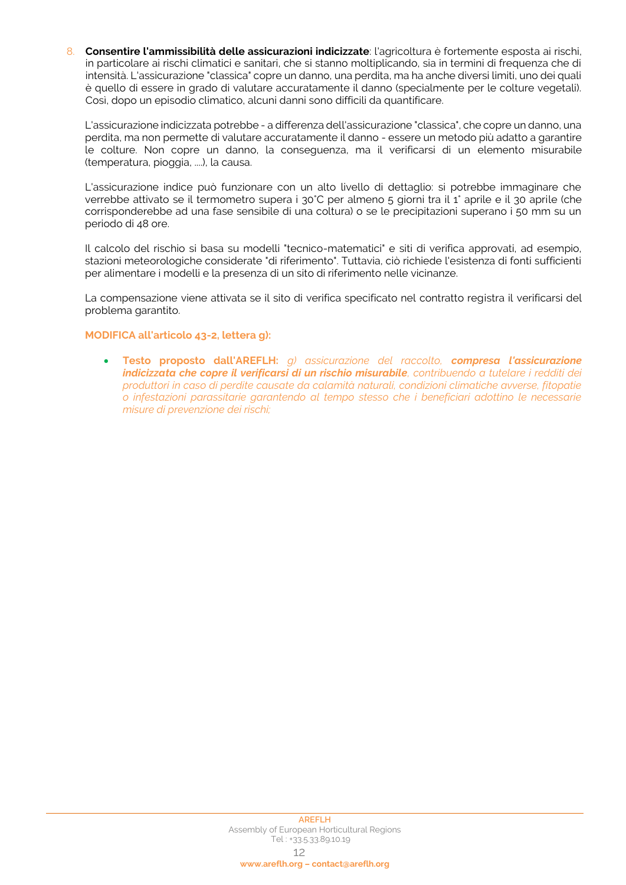8. **Consentire l'ammissibilità delle assicurazioni indicizzate**: l'agricoltura è fortemente esposta ai rischi, in particolare ai rischi climatici e sanitari, che si stanno moltiplicando, sia in termini di frequenza che di intensità. L'assicurazione "classica" copre un danno, una perdita, ma ha anche diversi limiti, uno dei quali è quello di essere in grado di valutare accuratamente il danno (specialmente per le colture vegetali). Così, dopo un episodio climatico, alcuni danni sono difficili da quantificare.

   L'assicurazione indicizzata potrebbe - a differenza dell'assicurazione "classica", che copre un danno, una perdita, ma non permette di valutare accuratamente il danno - essere un metodo più adatto a garantire le colture. Non copre un danno, la conseguenza, ma il verificarsi di un elemento misurabile (temperatura, pioggia, ....), la causa.

   L'assicurazione indice può funzionare con un alto livello di dettaglio: si potrebbe immaginare che verrebbe attivato se il termometro supera i 30°C per almeno 5 giorni tra il 1° aprile e il 30 aprile (che corrisponderebbe ad una fase sensibile di una coltura) o se le precipitazioni superano i 50 mm su un periodo di 48 ore.

   Il calcolo del rischio si basa su modelli "tecnico-matematici" e siti di verifica approvati, ad esempio, stazioni meteorologiche considerate "di riferimento". Tuttavia, ciò richiede l'esistenza di fonti sufficienti per alimentare i modelli e la presenza di un sito di riferimento nelle vicinanze.

   La compensazione viene attivata se il sito di verifica specificato nel contratto registra il verificarsi del problema garantito.

   **MODIFICA all'articolo 43-2, lettera g):**

   - **Testo proposto dall'AREFLH:** *g) assicurazione del raccolto, **compresa l'assicurazione indicizzata che copre il verificarsi di un rischio misurabile**, contribuendo a tutelare i redditi dei produttori in caso di perdite causate da calamità naturali, condizioni climatiche avverse, fitopatie o infestazioni parassitarie garantendo al tempo stesso che i beneficiari adottino le necessarie misure di prevenzione dei rischi;*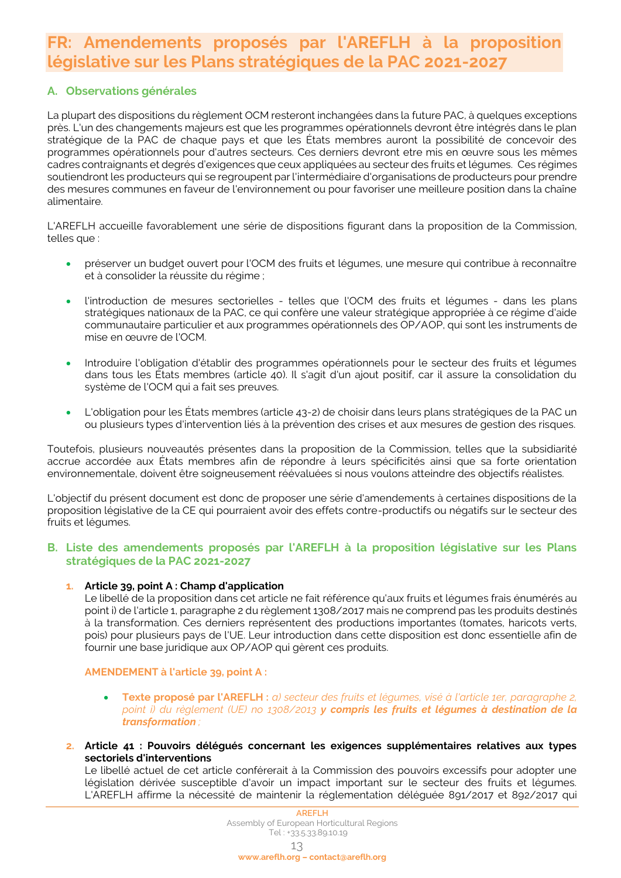# FR: Amendements proposés par l'AREFLH à la proposition législative sur les Plans stratégiques de la PAC 2021-2027

## A. Observations générales

La plupart des dispositions du règlement OCM resteront inchangées dans la future PAC, à quelques exceptions près. L'un des changements majeurs est que les programmes opérationnels devront être intégrés dans le plan stratégique de la PAC de chaque pays et que les États membres auront la possibilité de concevoir des programmes opérationnels pour d'autres secteurs. Ces derniers devront etre mis en œuvre sous les mêmes cadres contraignants et degrés d'exigences que ceux appliquées au secteur des fruits et légumes. Ces régimes soutiendront les producteurs qui se regroupent par l'intermédiaire d'organisations de producteurs pour prendre des mesures communes en faveur de l'environnement ou pour favoriser une meilleure position dans la chaîne alimentaire.

L'AREFLH accueille favorablement une série de dispositions figurant dans la proposition de la Commission, telles que :

- préserver un budget ouvert pour l'OCM des fruits et légumes, une mesure qui contribue à reconnaître et à consolider la réussite du régime ;
- l'introduction de mesures sectorielles - telles que l'OCM des fruits et légumes - dans les plans stratégiques nationaux de la PAC, ce qui confère une valeur stratégique appropriée à ce régime d'aide communautaire particulier et aux programmes opérationnels des OP/AOP, qui sont les instruments de mise en œuvre de l'OCM.
- Introduire l'obligation d'établir des programmes opérationnels pour le secteur des fruits et légumes dans tous les États membres (article 40). Il s'agit d'un ajout positif, car il assure la consolidation du système de l'OCM qui a fait ses preuves.
- L'obligation pour les États membres (article 43-2) de choisir dans leurs plans stratégiques de la PAC un ou plusieurs types d'intervention liés à la prévention des crises et aux mesures de gestion des risques.

Toutefois, plusieurs nouveautés présentes dans la proposition de la Commission, telles que la subsidiarité accrue accordée aux États membres afin de répondre à leurs spécificités ainsi que sa forte orientation environnementale, doivent être soigneusement réévaluées si nous voulons atteindre des objectifs réalistes.

L'objectif du présent document est donc de proposer une série d'amendements à certaines dispositions de la proposition législative de la CE qui pourraient avoir des effets contre-productifs ou négatifs sur le secteur des fruits et légumes.

## B. Liste des amendements proposés par l'AREFLH à la proposition législative sur les Plans stratégiques de la PAC 2021-2027

1. **Article 39, point A : Champ d'application**
   Le libellé de la proposition dans cet article ne fait référence qu'aux fruits et légumes frais énumérés au point i) de l'article 1, paragraphe 2 du règlement 1308/2017 mais ne comprend pas les produits destinés à la transformation. Ces derniers représentent des productions importantes (tomates, haricots verts, pois) pour plusieurs pays de l'UE. Leur introduction dans cette disposition est donc essentielle afin de fournir une base juridique aux OP/AOP qui gèrent ces produits.

   **AMENDEMENT à l'article 39, point A :**

   - **Texte proposé par l'AREFLH :** *a) secteur des fruits et légumes, visé à l'article 1er, paragraphe 2, point i) du règlement (UE) no 1308/2013* ***y compris les fruits et légumes à destination de la transformation*** *;*

2. **Article 41 : Pouvoirs délégués concernant les exigences supplémentaires relatives aux types sectoriels d'interventions**
   Le libellé actuel de cet article conférerait à la Commission des pouvoirs excessifs pour adopter une législation dérivée susceptible d'avoir un impact important sur le secteur des fruits et légumes. L'AREFLH affirme la nécessité de maintenir la réglementation déléguée 891/2017 et 892/2017 qui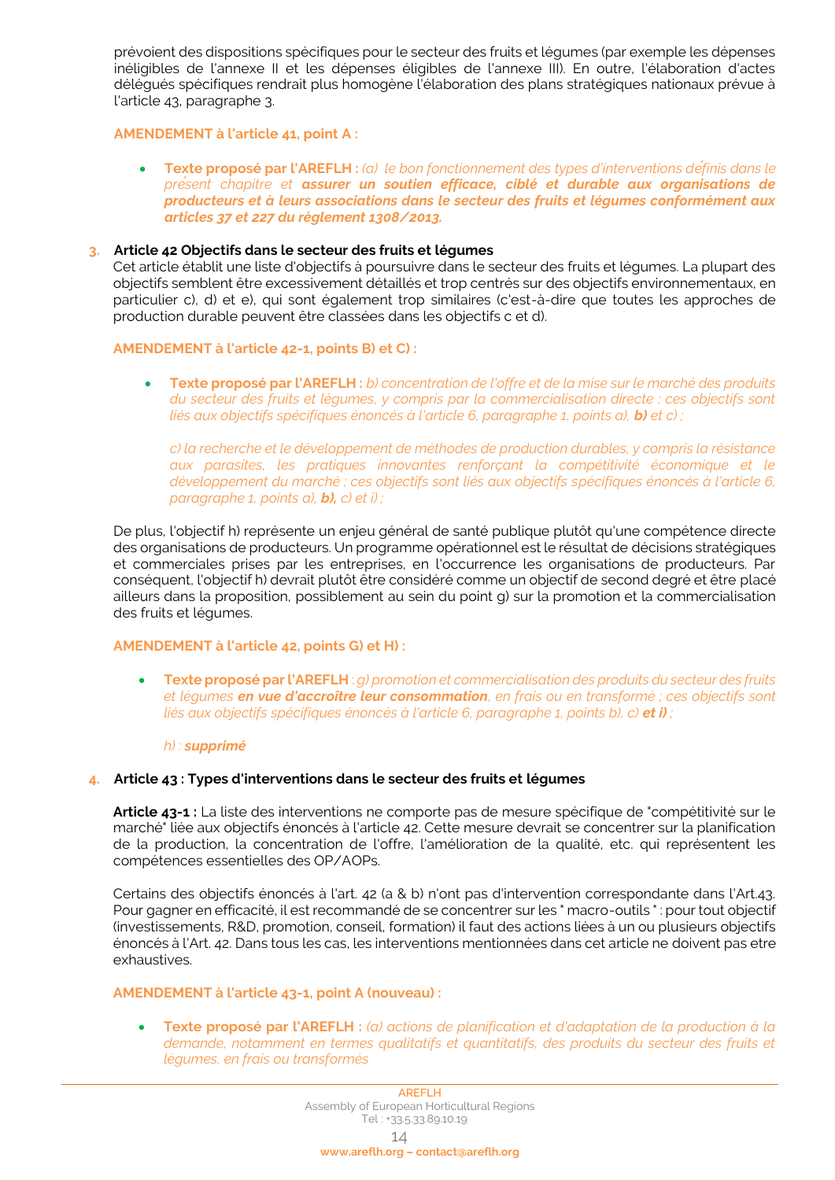prévoient des dispositions spécifiques pour le secteur des fruits et légumes (par exemple les dépenses inéligibles de l'annexe II et les dépenses éligibles de l'annexe III). En outre, l'élaboration d'actes délégués spécifiques rendrait plus homogène l'élaboration des plans stratégiques nationaux prévue à l'article 43, paragraphe 3.

**AMENDEMENT à l'article 41, point A :**

- **Texte proposé par l'AREFLH :** *(a) le bon fonctionnement des types d'interventions définis dans le présent chapitre et* ***assurer un soutien efficace, ciblé et durable aux organisations de producteurs et à leurs associations dans le secteur des fruits et légumes conformément aux articles 37 et 227 du règlement 1308/2013.***

### 3. Article 42 Objectifs dans le secteur des fruits et légumes

Cet article établit une liste d'objectifs à poursuivre dans le secteur des fruits et légumes. La plupart des objectifs semblent être excessivement détaillés et trop centrés sur des objectifs environnementaux, en particulier c), d) et e), qui sont également trop similaires (c'est-à-dire que toutes les approches de production durable peuvent être classées dans les objectifs c et d).

**AMENDEMENT à l'article 42-1, points B) et C) :**

- **Texte proposé par l'AREFLH :** *b) concentration de l'offre et de la mise sur le marché des produits du secteur des fruits et légumes, y compris par la commercialisation directe ; ces objectifs sont liés aux objectifs spécifiques énoncés à l'article 6, paragraphe 1, points a),* ***b)*** *et c) ;*

  *c) la recherche et le développement de méthodes de production durables, y compris la résistance aux parasites, les pratiques innovantes renforçant la compétitivité économique et le développement du marché ; ces objectifs sont liés aux objectifs spécifiques énoncés à l'article 6, paragraphe 1, points a),* ***b),*** *c) et i) ;*

De plus, l'objectif h) représente un enjeu général de santé publique plutôt qu'une compétence directe des organisations de producteurs. Un programme opérationnel est le résultat de décisions stratégiques et commerciales prises par les entreprises, en l'occurrence les organisations de producteurs. Par conséquent, l'objectif h) devrait plutôt être considéré comme un objectif de second degré et être placé ailleurs dans la proposition, possiblement au sein du point g) sur la promotion et la commercialisation des fruits et légumes.

**AMENDEMENT à l'article 42, points G) et H) :**

- **Texte proposé par l'AREFLH** *: g) promotion et commercialisation des produits du secteur des fruits et légumes* ***en vue d'accroître leur consommation****, en frais ou en transformé ; ces objectifs sont liés aux objectifs spécifiques énoncés à l'article 6, paragraphe 1, points b), c)* ***et i)*** *;*

  *h) :* ***supprimé***

### 4. Article 43 : Types d'interventions dans le secteur des fruits et légumes

**Article 43-1 :** La liste des interventions ne comporte pas de mesure spécifique de "compétitivité sur le marché" liée aux objectifs énoncés à l'article 42. Cette mesure devrait se concentrer sur la planification de la production, la concentration de l'offre, l'amélioration de la qualité, etc. qui représentent les compétences essentielles des OP/AOPs.

Certains des objectifs énoncés à l'art. 42 (a & b) n'ont pas d'intervention correspondante dans l'Art.43. Pour gagner en efficacité, il est recommandé de se concentrer sur les " macro-outils " : pour tout objectif (investissements, R&D, promotion, conseil, formation) il faut des actions liées à un ou plusieurs objectifs énoncés à l'Art. 42. Dans tous les cas, les interventions mentionnées dans cet article ne doivent pas etre exhaustives.

**AMENDEMENT à l'article 43-1, point A (nouveau) :**

- **Texte proposé par l'AREFLH :** *(a) actions de planification et d'adaptation de la production à la demande, notamment en termes qualitatifs et quantitatifs, des produits du secteur des fruits et légumes, en frais ou transformés*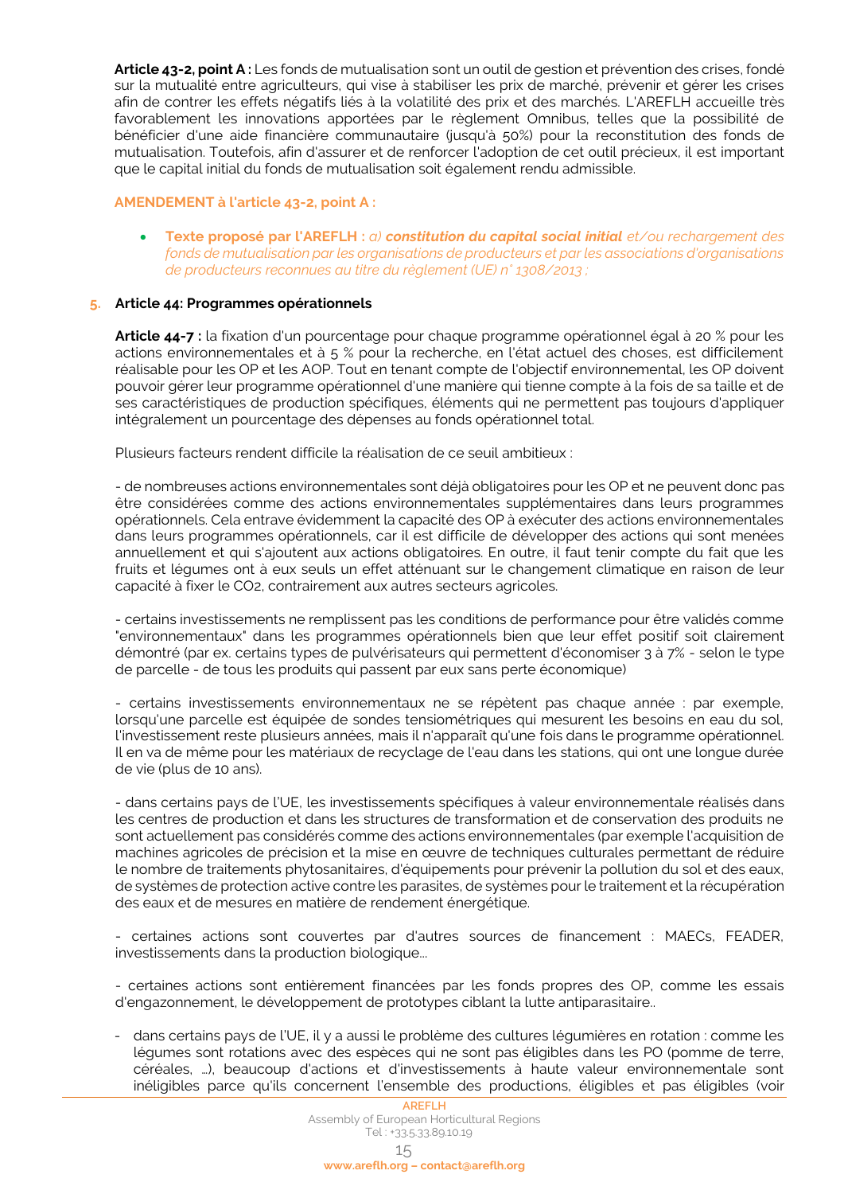**Article 43-2, point A :** Les fonds de mutualisation sont un outil de gestion et prévention des crises, fondé sur la mutualité entre agriculteurs, qui vise à stabiliser les prix de marché, prévenir et gérer les crises afin de contrer les effets négatifs liés à la volatilité des prix et des marchés. L'AREFLH accueille très favorablement les innovations apportées par le règlement Omnibus, telles que la possibilité de bénéficier d'une aide financière communautaire (jusqu'à 50%) pour la reconstitution des fonds de mutualisation. Toutefois, afin d'assurer et de renforcer l'adoption de cet outil précieux, il est important que le capital initial du fonds de mutualisation soit également rendu admissible.

**AMENDEMENT à l'article 43-2, point A :**

- **Texte proposé par l'AREFLH :** *a)* ***constitution du capital social initial*** *et/ou rechargement des fonds de mutualisation par les organisations de producteurs et par les associations d'organisations de producteurs reconnues au titre du règlement (UE) n° 1308/2013 ;*

5. **Article 44: Programmes opérationnels**

**Article 44-7 :** la fixation d'un pourcentage pour chaque programme opérationnel égal à 20 % pour les actions environnementales et à 5 % pour la recherche, en l'état actuel des choses, est difficilement réalisable pour les OP et les AOP. Tout en tenant compte de l'objectif environnemental, les OP doivent pouvoir gérer leur programme opérationnel d'une manière qui tienne compte à la fois de sa taille et de ses caractéristiques de production spécifiques, éléments qui ne permettent pas toujours d'appliquer intégralement un pourcentage des dépenses au fonds opérationnel total.

Plusieurs facteurs rendent difficile la réalisation de ce seuil ambitieux :

- de nombreuses actions environnementales sont déjà obligatoires pour les OP et ne peuvent donc pas être considérées comme des actions environnementales supplémentaires dans leurs programmes opérationnels. Cela entrave évidemment la capacité des OP à exécuter des actions environnementales dans leurs programmes opérationnels, car il est difficile de développer des actions qui sont menées annuellement et qui s'ajoutent aux actions obligatoires. En outre, il faut tenir compte du fait que les fruits et légumes ont à eux seuls un effet atténuant sur le changement climatique en raison de leur capacité à fixer le $CO_2$, contrairement aux autres secteurs agricoles.

- certains investissements ne remplissent pas les conditions de performance pour être validés comme "environnementaux" dans les programmes opérationnels bien que leur effet positif soit clairement démontré (par ex. certains types de pulvérisateurs qui permettent d'économiser 3 à 7% - selon le type de parcelle - de tous les produits qui passent par eux sans perte économique)

- certains investissements environnementaux ne se répètent pas chaque année : par exemple, lorsqu'une parcelle est équipée de sondes tensiométriques qui mesurent les besoins en eau du sol, l'investissement reste plusieurs années, mais il n'apparaît qu'une fois dans le programme opérationnel. Il en va de même pour les matériaux de recyclage de l'eau dans les stations, qui ont une longue durée de vie (plus de 10 ans).

- dans certains pays de l'UE, les investissements spécifiques à valeur environnementale réalisés dans les centres de production et dans les structures de transformation et de conservation des produits ne sont actuellement pas considérés comme des actions environnementales (par exemple l'acquisition de machines agricoles de précision et la mise en œuvre de techniques culturales permettant de réduire le nombre de traitements phytosanitaires, d'équipements pour prévenir la pollution du sol et des eaux, de systèmes de protection active contre les parasites, de systèmes pour le traitement et la récupération des eaux et de mesures en matière de rendement énergétique.

- certaines actions sont couvertes par d'autres sources de financement : MAECs, FEADER, investissements dans la production biologique...

- certaines actions sont entièrement financées par les fonds propres des OP, comme les essais d'engazonnement, le développement de prototypes ciblant la lutte antiparasitaire..

- dans certains pays de l'UE, il y a aussi le problème des cultures légumières en rotation : comme les légumes sont rotations avec des espèces qui ne sont pas éligibles dans les PO (pomme de terre, céréales, ...), beaucoup d'actions et d'investissements à haute valeur environnementale sont inéligibles parce qu'ils concernent l'ensemble des productions, éligibles et pas éligibles (voir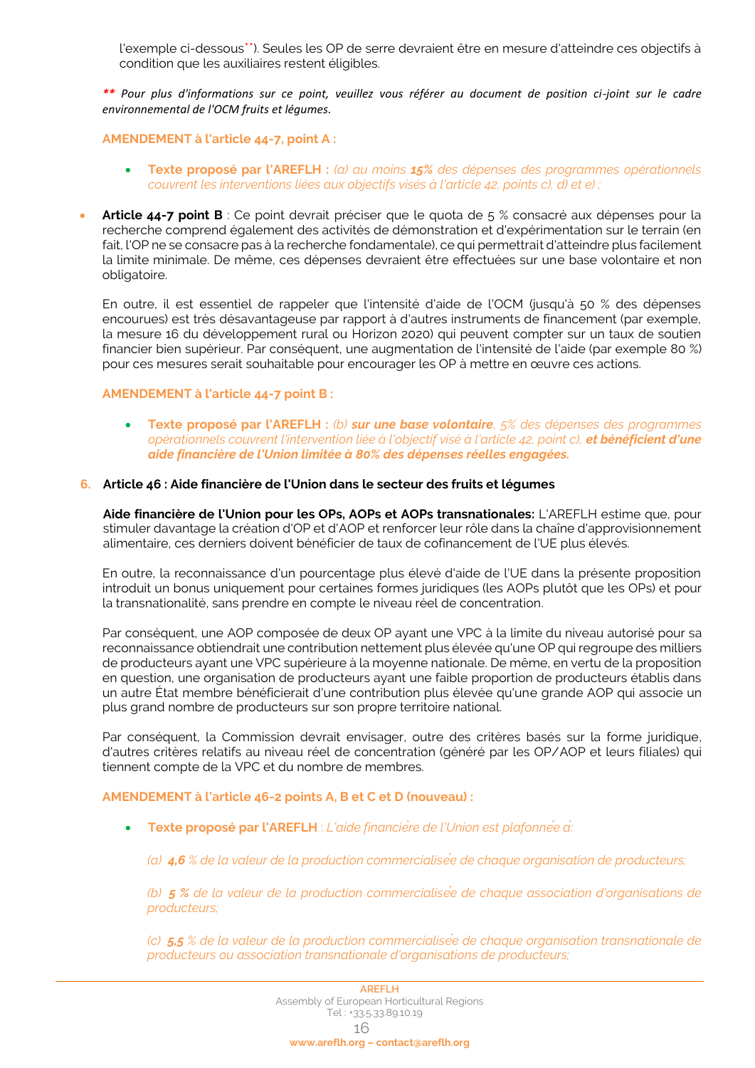l'exemple ci-dessous**). Seules les OP de serre devraient être en mesure d'atteindre ces objectifs à condition que les auxiliaires restent éligibles.

*\*\* Pour plus d'informations sur ce point, veuillez vous référer au document de position ci-joint sur le cadre environnemental de l'OCM fruits et légumes.*

**AMENDEMENT à l'article 44-7, point A :**

- **Texte proposé par l'AREFLH :** *(a) au moins **15%** des dépenses des programmes opérationnels couvrent les interventions liées aux objectifs visés à l'article 42, points c), d) et e) ;*

- **Article 44-7 point B** : Ce point devrait préciser que le quota de 5 % consacré aux dépenses pour la recherche comprend également des activités de démonstration et d'expérimentation sur le terrain (en fait, l'OP ne se consacre pas à la recherche fondamentale), ce qui permettrait d'atteindre plus facilement la limite minimale. De même, ces dépenses devraient être effectuées sur une base volontaire et non obligatoire.

  En outre, il est essentiel de rappeler que l'intensité d'aide de l'OCM (jusqu'à 50 % des dépenses encourues) est très désavantageuse par rapport à d'autres instruments de financement (par exemple, la mesure 16 du développement rural ou Horizon 2020) qui peuvent compter sur un taux de soutien financier bien supérieur. Par conséquent, une augmentation de l'intensité de l'aide (par exemple 80 %) pour ces mesures serait souhaitable pour encourager les OP à mettre en œuvre ces actions.

**AMENDEMENT à l'article 44-7 point B :**

- **Texte proposé par l'AREFLH :** *(b) **sur une base volontaire**, 5% des dépenses des programmes opérationnels couvrent l'intervention liée à l'objectif visé à l'article 42, point c), **et bénéficient d'une aide financière de l'Union limitée à 80% des dépenses réelles engagées.***

## 6. Article 46 : Aide financière de l'Union dans le secteur des fruits et légumes

**Aide financière de l'Union pour les OPs, AOPs et AOPs transnationales:** L'AREFLH estime que, pour stimuler davantage la création d'OP et d'AOP et renforcer leur rôle dans la chaîne d'approvisionnement alimentaire, ces derniers doivent bénéficier de taux de cofinancement de l'UE plus élevés.

En outre, la reconnaissance d'un pourcentage plus élevé d'aide de l'UE dans la présente proposition introduit un bonus uniquement pour certaines formes juridiques (les AOPs plutôt que les OPs) et pour la transnationalité, sans prendre en compte le niveau réel de concentration.

Par conséquent, une AOP composée de deux OP ayant une VPC à la limite du niveau autorisé pour sa reconnaissance obtiendrait une contribution nettement plus élevée qu'une OP qui regroupe des milliers de producteurs ayant une VPC supérieure à la moyenne nationale. De même, en vertu de la proposition en question, une organisation de producteurs ayant une faible proportion de producteurs établis dans un autre État membre bénéficierait d'une contribution plus élevée qu'une grande AOP qui associe un plus grand nombre de producteurs sur son propre territoire national.

Par conséquent, la Commission devrait envisager, outre des critères basés sur la forme juridique, d'autres critères relatifs au niveau réel de concentration (généré par les OP/AOP et leurs filiales) qui tiennent compte de la VPC et du nombre de membres.

**AMENDEMENT à l'article 46-2 points A, B et C et D (nouveau) :**

- **Texte proposé par l'AREFLH** : *L'aide financière de l'Union est plafonnée à:*

  *(a) **4,6** % de la valeur de la production commercialisée de chaque organisation de producteurs;*

  *(b) **5 %** de la valeur de la production commercialisée de chaque association d'organisations de producteurs;*

  *(c) **5,5** % de la valeur de la production commercialisée de chaque organisation transnationale de producteurs ou association transnationale d'organisations de producteurs;*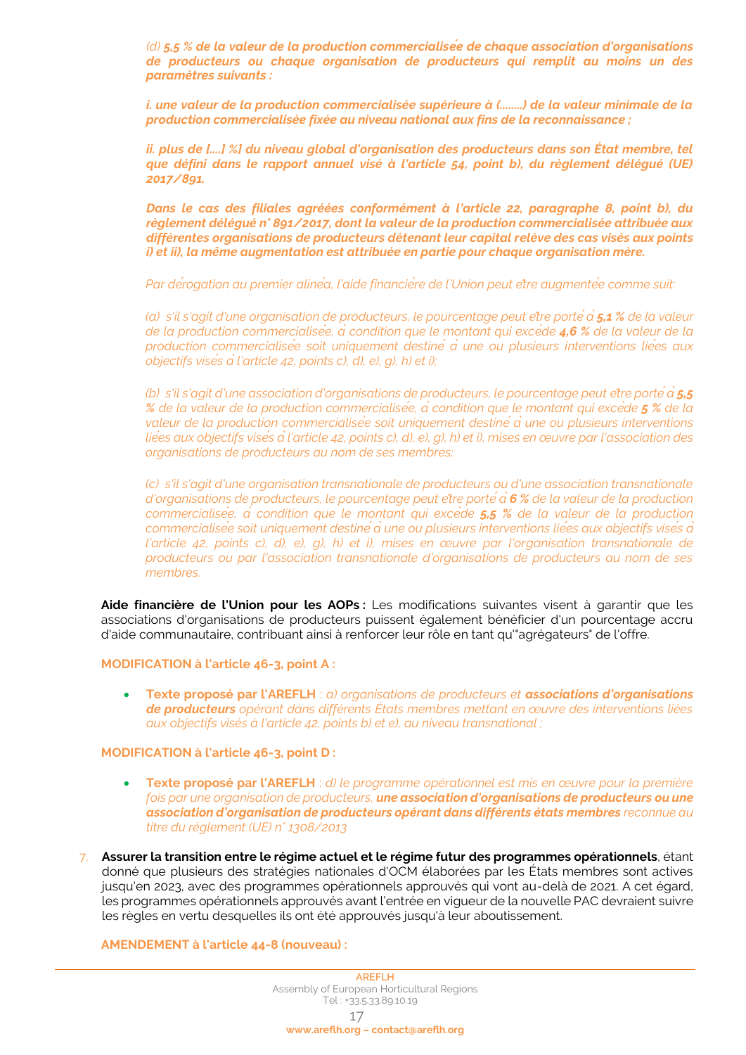*(d) **5,5 % de la valeur de la production commercialisée de chaque association d'organisations de producteurs ou chaque organisation de producteurs qui remplit au moins un des paramètres suivants :***

***i. une valeur de la production commercialisée supérieure à (……..) de la valeur minimale de la production commercialisée fixée au niveau national aux fins de la reconnaissance ;***

***ii. plus de [….] %] du niveau global d'organisation des producteurs dans son État membre, tel que défini dans le rapport annuel visé à l'article 54, point b), du règlement délégué (UE) 2017/891.***

***Dans le cas des filiales agréées conformément à l'article 22, paragraphe 8, point b), du règlement délégué n° 891/2017, dont la valeur de la production commercialisée attribuée aux différentes organisations de producteurs détenant leur capital relève des cas visés aux points i) et ii), la même augmentation est attribuée en partie pour chaque organisation mère.***

*Par dérogation au premier alinéa, l'aide financière de l'Union peut être augmentée comme suit:*

*(a) s'il s'agit d'une organisation de producteurs, le pourcentage peut être porté à **5,1 %** de la valeur de la production commercialisée, à condition que le montant qui excède **4,6 %** de la valeur de la production commercialisée soit uniquement destiné à une ou plusieurs interventions liées aux objectifs visés à l'article 42, points c), d), e), g), h) et i);*

*(b) s'il s'agit d'une association d'organisations de producteurs, le pourcentage peut être porté à **5,5 %** de la valeur de la production commercialisée, à condition que le montant qui excède **5 %** de la valeur de la production commercialisée soit uniquement destiné à une ou plusieurs interventions liées aux objectifs visés à l'article 42, points c), d), e), g), h) et i), mises en œuvre par l'association des organisations de producteurs au nom de ses membres;*

*(c) s'il s'agit d'une organisation transnationale de producteurs ou d'une association transnationale d'organisations de producteurs, le pourcentage peut être porté à **6 %** de la valeur de la production commercialisée, à condition que le montant qui excède **5,5 %** de la valeur de la production commercialisée soit uniquement destiné à une ou plusieurs interventions liées aux objectifs visés à l'article 42, points c), d), e), g), h) et i), mises en œuvre par l'organisation transnationale de producteurs ou par l'association transnationale d'organisations de producteurs au nom de ses membres.*

**Aide financière de l'Union pour les AOPs :** Les modifications suivantes visent à garantir que les associations d'organisations de producteurs puissent également bénéficier d'un pourcentage accru d'aide communautaire, contribuant ainsi à renforcer leur rôle en tant qu'"agrégateurs" de l'offre.

**MODIFICATION à l'article 46-3, point A :**

- **Texte proposé par l'AREFLH** : *a) organisations de producteurs et **associations d'organisations de producteurs** opérant dans différents États membres mettant en œuvre des interventions liées aux objectifs visés à l'article 42, points b) et e), au niveau transnational ;*

**MODIFICATION à l'article 46-3, point D :**

- **Texte proposé par l'AREFLH** : *d) le programme opérationnel est mis en œuvre pour la première fois par une organisation de producteurs, **une association d'organisations de producteurs ou une association d'organisation de producteurs opérant dans différents états membres** reconnue au titre du règlement (UE) n° 1308/2013*

7. **Assurer la transition entre le régime actuel et le régime futur des programmes opérationnels**, étant donné que plusieurs des stratégies nationales d'OCM élaborées par les États membres sont actives jusqu'en 2023, avec des programmes opérationnels approuvés qui vont au-delà de 2021. A cet égard, les programmes opérationnels approuvés avant l'entrée en vigueur de la nouvelle PAC devraient suivre les règles en vertu desquelles ils ont été approuvés jusqu'à leur aboutissement.

**AMENDEMENT à l'article 44-8 (nouveau) :**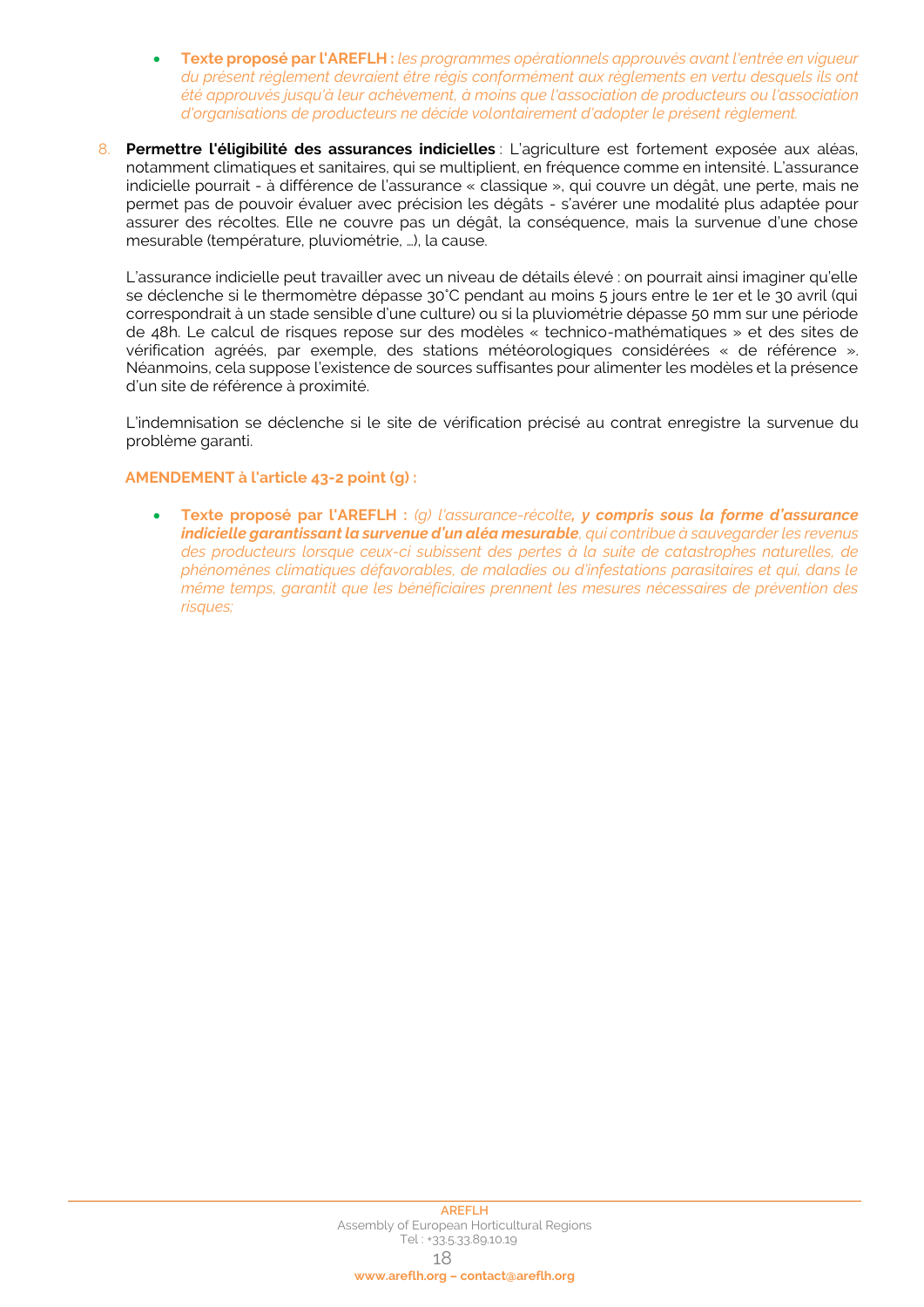- **Texte proposé par l'AREFLH :** *les programmes opérationnels approuvés avant l'entrée en vigueur du présent règlement devraient être régis conformément aux règlements en vertu desquels ils ont été approuvés jusqu'à leur achèvement, à moins que l'association de producteurs ou l'association d'organisations de producteurs ne décide volontairement d'adopter le présent règlement.*

8. **Permettre l'éligibilité des assurances indicielles** : L'agriculture est fortement exposée aux aléas, notamment climatiques et sanitaires, qui se multiplient, en fréquence comme en intensité. L'assurance indicielle pourrait - à différence de l'assurance « classique », qui couvre un dégât, une perte, mais ne permet pas de pouvoir évaluer avec précision les dégâts - s'avérer une modalité plus adaptée pour assurer des récoltes. Elle ne couvre pas un dégât, la conséquence, mais la survenue d'une chose mesurable (température, pluviométrie, …), la cause.

   L'assurance indicielle peut travailler avec un niveau de détails élevé : on pourrait ainsi imaginer qu'elle se déclenche si le thermomètre dépasse 30°C pendant au moins 5 jours entre le 1er et le 30 avril (qui correspondrait à un stade sensible d'une culture) ou si la pluviométrie dépasse 50 mm sur une période de 48h. Le calcul de risques repose sur des modèles « technico-mathématiques » et des sites de vérification agréés, par exemple, des stations météorologiques considérées « de référence ». Néanmoins, cela suppose l'existence de sources suffisantes pour alimenter les modèles et la présence d'un site de référence à proximité.

   L'indemnisation se déclenche si le site de vérification précisé au contrat enregistre la survenue du problème garanti.

   **AMENDEMENT à l'article 43-2 point (g) :**

   - **Texte proposé par l'AREFLH :** *(g) l'assurance-récolte**, y compris sous la forme d'assurance indicielle garantissant la survenue d'un aléa mesurable**, qui contribue à sauvegarder les revenus des producteurs lorsque ceux-ci subissent des pertes à la suite de catastrophes naturelles, de phénomènes climatiques défavorables, de maladies ou d'infestations parasitaires et qui, dans le même temps, garantit que les bénéficiaires prennent les mesures nécessaires de prévention des risques;*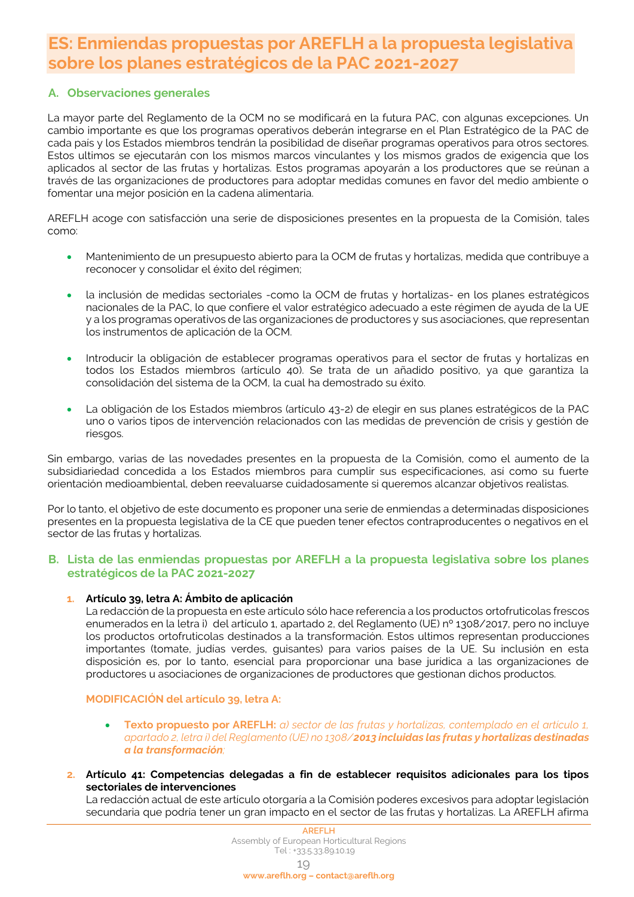# ES: Enmiendas propuestas por AREFLH a la propuesta legislativa sobre los planes estratégicos de la PAC 2021-2027

## A. Observaciones generales

La mayor parte del Reglamento de la OCM no se modificará en la futura PAC, con algunas excepciones. Un cambio importante es que los programas operativos deberán integrarse en el Plan Estratégico de la PAC de cada país y los Estados miembros tendrán la posibilidad de diseñar programas operativos para otros sectores. Estos ultimos se ejecutarán con los mismos marcos vinculantes y los mismos grados de exigencia que los aplicados al sector de las frutas y hortalizas. Estos programas apoyarán a los productores que se reúnan a través de las organizaciones de productores para adoptar medidas comunes en favor del medio ambiente o fomentar una mejor posición en la cadena alimentaria.

AREFLH acoge con satisfacción una serie de disposiciones presentes en la propuesta de la Comisión, tales como:

- Mantenimiento de un presupuesto abierto para la OCM de frutas y hortalizas, medida que contribuye a reconocer y consolidar el éxito del régimen;
- la inclusión de medidas sectoriales -como la OCM de frutas y hortalizas- en los planes estratégicos nacionales de la PAC, lo que confiere el valor estratégico adecuado a este régimen de ayuda de la UE y a los programas operativos de las organizaciones de productores y sus asociaciones, que representan los instrumentos de aplicación de la OCM.
- Introducir la obligación de establecer programas operativos para el sector de frutas y hortalizas en todos los Estados miembros (artículo 40). Se trata de un añadido positivo, ya que garantiza la consolidación del sistema de la OCM, la cual ha demostrado su éxito.
- La obligación de los Estados miembros (artículo 43-2) de elegir en sus planes estratégicos de la PAC uno o varios tipos de intervención relacionados con las medidas de prevención de crisis y gestión de riesgos.

Sin embargo, varias de las novedades presentes en la propuesta de la Comisión, como el aumento de la subsidiariedad concedida a los Estados miembros para cumplir sus especificaciones, así como su fuerte orientación medioambiental, deben reevaluarse cuidadosamente si queremos alcanzar objetivos realistas.

Por lo tanto, el objetivo de este documento es proponer una serie de enmiendas a determinadas disposiciones presentes en la propuesta legislativa de la CE que pueden tener efectos contraproducentes o negativos en el sector de las frutas y hortalizas.

## B. Lista de las enmiendas propuestas por AREFLH a la propuesta legislativa sobre los planes estratégicos de la PAC 2021-2027

1. **Artículo 39, letra A: Ámbito de aplicación**
   La redacción de la propuesta en este artículo sólo hace referencia a los productos ortofruticolas frescos enumerados en la letra i) del artículo 1, apartado 2, del Reglamento (UE) nº 1308/2017, pero no incluye los productos ortofruticolas destinados a la transformación. Estos ultimos representan producciones importantes (tomate, judías verdes, guisantes) para varios países de la UE. Su inclusión en esta disposición es, por lo tanto, esencial para proporcionar una base jurídica a las organizaciones de productores u asociaciones de organizaciones de productores que gestionan dichos productos.

   **MODIFICACIÓN del artículo 39, letra A:**

   - **Texto propuesto por AREFLH:** *a) sector de las frutas y hortalizas, contemplado en el artículo 1, apartado 2, letra i) del Reglamento (UE) no 1308/**2013 incluidas las frutas y hortalizas destinadas a la transformación**;*

2. **Artículo 41: Competencias delegadas a fin de establecer requisitos adicionales para los tipos sectoriales de intervenciones**
   La redacción actual de este artículo otorgaría a la Comisión poderes excesivos para adoptar legislación secundaria que podría tener un gran impacto en el sector de las frutas y hortalizas. La AREFLH afirma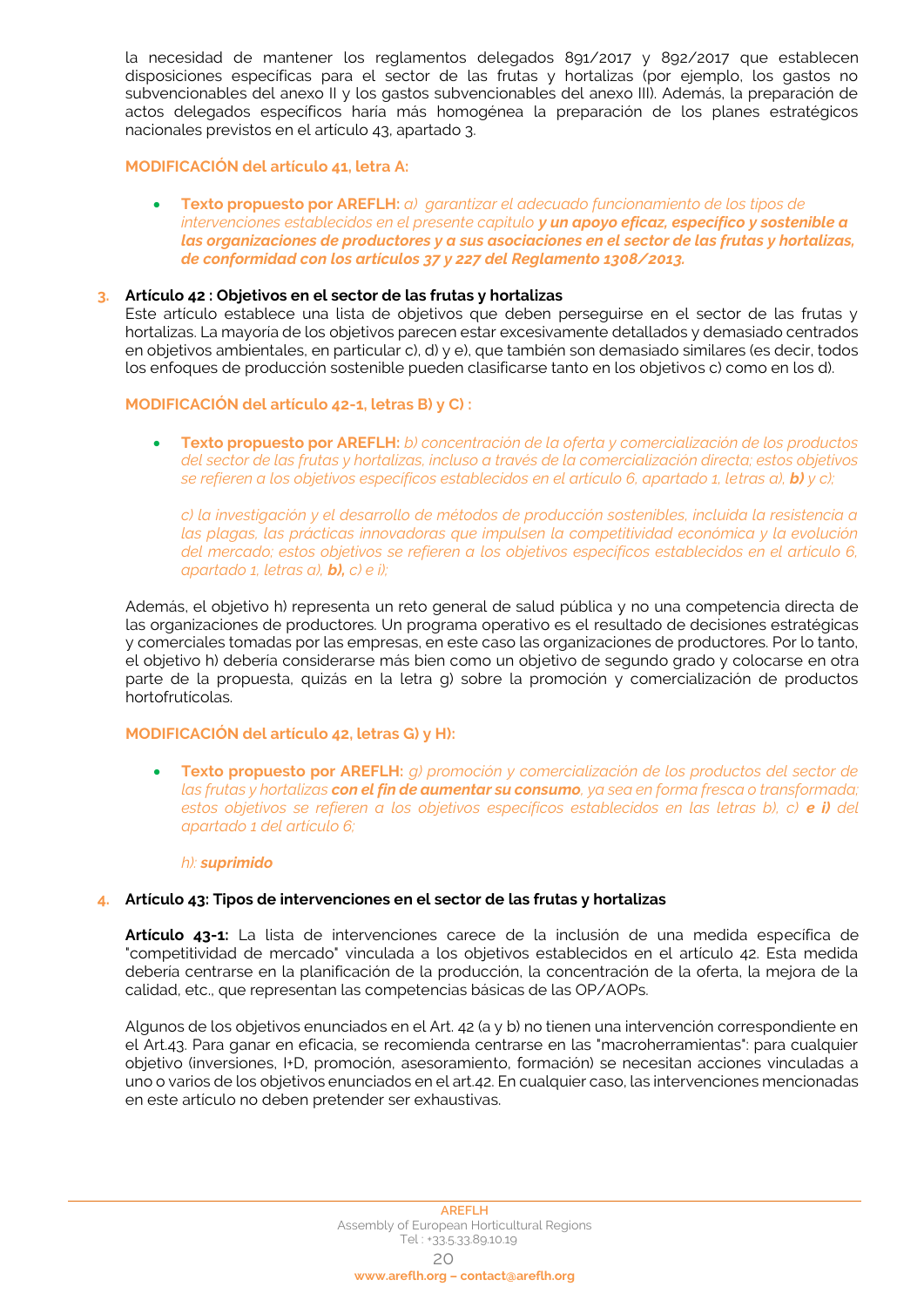la necesidad de mantener los reglamentos delegados 891/2017 y 892/2017 que establecen disposiciones específicas para el sector de las frutas y hortalizas (por ejemplo, los gastos no subvencionables del anexo II y los gastos subvencionables del anexo III). Además, la preparación de actos delegados específicos haría más homogénea la preparación de los planes estratégicos nacionales previstos en el artículo 43, apartado 3.

**MODIFICACIÓN del artículo 41, letra A:**

- **Texto propuesto por AREFLH:** *a) garantizar el adecuado funcionamiento de los tipos de intervenciones establecidos en el presente capítulo* ***y un apoyo eficaz, específico y sostenible a las organizaciones de productores y a sus asociaciones en el sector de las frutas y hortalizas, de conformidad con los artículos 37 y 227 del Reglamento 1308/2013.***

### 3. Artículo 42 : Objetivos en el sector de las frutas y hortalizas

Este artículo establece una lista de objetivos que deben perseguirse en el sector de las frutas y hortalizas. La mayoría de los objetivos parecen estar excesivamente detallados y demasiado centrados en objetivos ambientales, en particular c), d) y e), que también son demasiado similares (es decir, todos los enfoques de producción sostenible pueden clasificarse tanto en los objetivos c) como en los d).

**MODIFICACIÓN del artículo 42-1, letras B) y C) :**

- **Texto propuesto por AREFLH:** *b) concentración de la oferta y comercialización de los productos del sector de las frutas y hortalizas, incluso a través de la comercialización directa; estos objetivos se refieren a los objetivos específicos establecidos en el artículo 6, apartado 1, letras a),* ***b)*** *y c);*

  *c) la investigación y el desarrollo de métodos de producción sostenibles, incluida la resistencia a las plagas, las prácticas innovadoras que impulsen la competitividad económica y la evolución del mercado; estos objetivos se refieren a los objetivos específicos establecidos en el artículo 6, apartado 1, letras a),* ***b),*** *c) e i);*

Además, el objetivo h) representa un reto general de salud pública y no una competencia directa de las organizaciones de productores. Un programa operativo es el resultado de decisiones estratégicas y comerciales tomadas por las empresas, en este caso las organizaciones de productores. Por lo tanto, el objetivo h) debería considerarse más bien como un objetivo de segundo grado y colocarse en otra parte de la propuesta, quizás en la letra g) sobre la promoción y comercialización de productos hortofrutícolas.

**MODIFICACIÓN del artículo 42, letras G) y H):**

- **Texto propuesto por AREFLH:** *g) promoción y comercialización de los productos del sector de las frutas y hortalizas* ***con el fin de aumentar su consumo****, ya sea en forma fresca o transformada; estos objetivos se refieren a los objetivos específicos establecidos en las letras b), c)* ***e i)*** *del apartado 1 del artículo 6;*

  *h):* ***suprimido***

### 4. Artículo 43: Tipos de intervenciones en el sector de las frutas y hortalizas

**Artículo 43-1:** La lista de intervenciones carece de la inclusión de una medida específica de "competitividad de mercado" vinculada a los objetivos establecidos en el artículo 42. Esta medida debería centrarse en la planificación de la producción, la concentración de la oferta, la mejora de la calidad, etc., que representan las competencias básicas de las OP/AOPs.

Algunos de los objetivos enunciados en el Art. 42 (a y b) no tienen una intervención correspondiente en el Art.43. Para ganar en eficacia, se recomienda centrarse en las "macroherramientas": para cualquier objetivo (inversiones, I+D, promoción, asesoramiento, formación) se necesitan acciones vinculadas a uno o varios de los objetivos enunciados en el art.42. En cualquier caso, las intervenciones mencionadas en este artículo no deben pretender ser exhaustivas.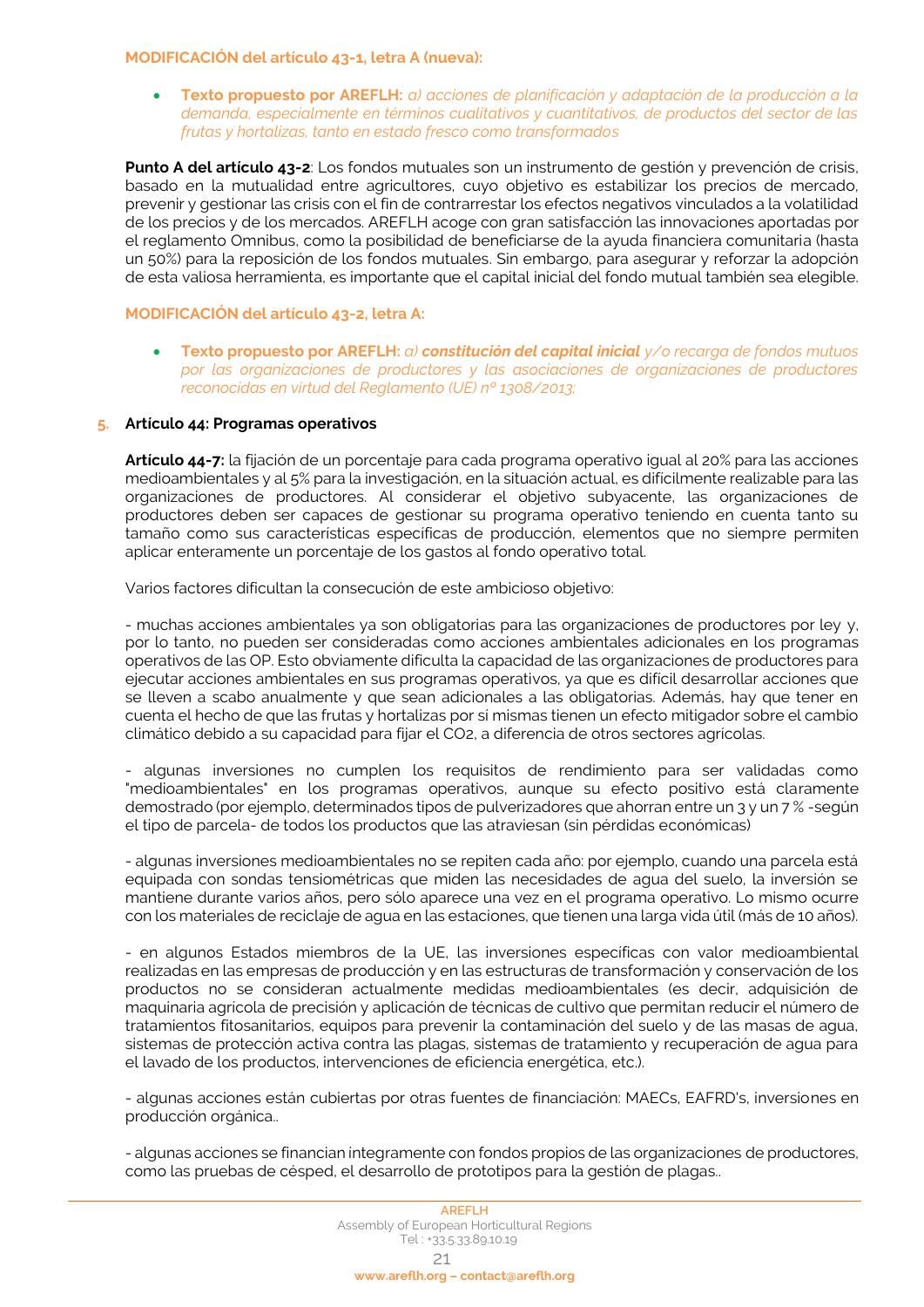**MODIFICACIÓN del artículo 43-1, letra A (nueva):**

- **Texto propuesto por AREFLH:** *a) acciones de planificación y adaptación de la producción a la demanda, especialmente en términos cualitativos y cuantitativos, de productos del sector de las frutas y hortalizas, tanto en estado fresco como transformados*

**Punto A del artículo 43-2**: Los fondos mutuales son un instrumento de gestión y prevención de crisis, basado en la mutualidad entre agricultores, cuyo objetivo es estabilizar los precios de mercado, prevenir y gestionar las crisis con el fin de contrarrestar los efectos negativos vinculados a la volatilidad de los precios y de los mercados. AREFLH acoge con gran satisfacción las innovaciones aportadas por el reglamento Omnibus, como la posibilidad de beneficiarse de la ayuda financiera comunitaria (hasta un 50%) para la reposición de los fondos mutuales. Sin embargo, para asegurar y reforzar la adopción de esta valiosa herramienta, es importante que el capital inicial del fondo mutual también sea elegible.

**MODIFICACIÓN del artículo 43-2, letra A:**

- **Texto propuesto por AREFLH:** *a) **constitución del capital inicial** y/o recarga de fondos mutuos por las organizaciones de productores y las asociaciones de organizaciones de productores reconocidas en virtud del Reglamento (UE) nº 1308/2013;*

5. **Artículo 44: Programas operativos**

**Artículo 44-7:** la fijación de un porcentaje para cada programa operativo igual al 20% para las acciones medioambientales y al 5% para la investigación, en la situación actual, es difícilmente realizable para las organizaciones de productores. Al considerar el objetivo subyacente, las organizaciones de productores deben ser capaces de gestionar su programa operativo teniendo en cuenta tanto su tamaño como sus características específicas de producción, elementos que no siempre permiten aplicar enteramente un porcentaje de los gastos al fondo operativo total.

Varios factores dificultan la consecución de este ambicioso objetivo:

- muchas acciones ambientales ya son obligatorias para las organizaciones de productores por ley y, por lo tanto, no pueden ser consideradas como acciones ambientales adicionales en los programas operativos de las OP. Esto obviamente dificulta la capacidad de las organizaciones de productores para ejecutar acciones ambientales en sus programas operativos, ya que es difícil desarrollar acciones que se lleven a scabo anualmente y que sean adicionales a las obligatorias. Además, hay que tener en cuenta el hecho de que las frutas y hortalizas por sí mismas tienen un efecto mitigador sobre el cambio climático debido a su capacidad para fijar el $CO_2$, a diferencia de otros sectores agrícolas.

- algunas inversiones no cumplen los requisitos de rendimiento para ser validadas como "medioambientales" en los programas operativos, aunque su efecto positivo está claramente demostrado (por ejemplo, determinados tipos de pulverizadores que ahorran entre un 3 y un 7 % -según el tipo de parcela- de todos los productos que las atraviesan (sin pérdidas económicas)

- algunas inversiones medioambientales no se repiten cada año: por ejemplo, cuando una parcela está equipada con sondas tensiométricas que miden las necesidades de agua del suelo, la inversión se mantiene durante varios años, pero sólo aparece una vez en el programa operativo. Lo mismo ocurre con los materiales de reciclaje de agua en las estaciones, que tienen una larga vida útil (más de 10 años).

- en algunos Estados miembros de la UE, las inversiones específicas con valor medioambiental realizadas en las empresas de producción y en las estructuras de transformación y conservación de los productos no se consideran actualmente medidas medioambientales (es decir, adquisición de maquinaria agrícola de precisión y aplicación de técnicas de cultivo que permitan reducir el número de tratamientos fitosanitarios, equipos para prevenir la contaminación del suelo y de las masas de agua, sistemas de protección activa contra las plagas, sistemas de tratamiento y recuperación de agua para el lavado de los productos, intervenciones de eficiencia energética, etc.).

- algunas acciones están cubiertas por otras fuentes de financiación: MAECs, EAFRD's, inversiones en producción orgánica..

- algunas acciones se financian íntegramente con fondos propios de las organizaciones de productores, como las pruebas de césped, el desarrollo de prototipos para la gestión de plagas..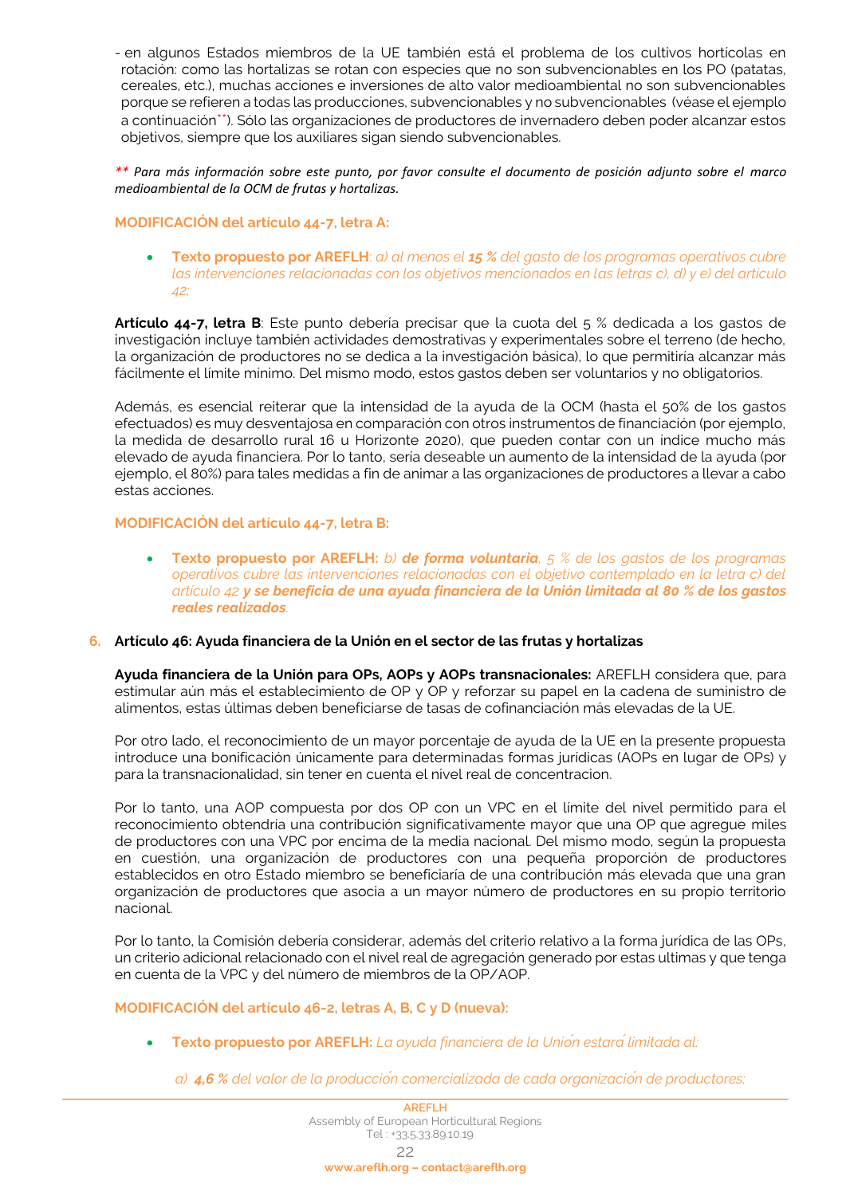- en algunos Estados miembros de la UE también está el problema de los cultivos hortícolas en rotación: como las hortalizas se rotan con especies que no son subvencionables en los PO (patatas, cereales, etc.), muchas acciones e inversiones de alto valor medioambiental no son subvencionables porque se refieren a todas las producciones, subvencionables y no subvencionables (véase el ejemplo a continuación**). Sólo las organizaciones de productores de invernadero deben poder alcanzar estos objetivos, siempre que los auxiliares sigan siendo subvencionables.

*\*\* Para más información sobre este punto, por favor consulte el documento de posición adjunto sobre el marco medioambiental de la OCM de frutas y hortalizas.*

**MODIFICACIÓN del artículo 44-7, letra A:**

- **Texto propuesto por AREFLH**: *a) al menos el **15 %** del gasto de los programas operativos cubre las intervenciones relacionadas con los objetivos mencionados en las letras c), d) y e) del artículo 42;*

**Artículo 44-7, letra B**: Este punto debería precisar que la cuota del 5 % dedicada a los gastos de investigación incluye también actividades demostrativas y experimentales sobre el terreno (de hecho, la organización de productores no se dedica a la investigación básica), lo que permitiría alcanzar más fácilmente el límite mínimo. Del mismo modo, estos gastos deben ser voluntarios y no obligatorios.

Además, es esencial reiterar que la intensidad de la ayuda de la OCM (hasta el 50% de los gastos efectuados) es muy desventajosa en comparación con otros instrumentos de financiación (por ejemplo, la medida de desarrollo rural 16 u Horizonte 2020), que pueden contar con un índice mucho más elevado de ayuda financiera. Por lo tanto, sería deseable un aumento de la intensidad de la ayuda (por ejemplo, el 80%) para tales medidas a fin de animar a las organizaciones de productores a llevar a cabo estas acciones.

**MODIFICACIÓN del artículo 44-7, letra B:**

- **Texto propuesto por AREFLH:** *b) **de forma voluntaria**, 5 % de los gastos de los programas operativos cubre las intervenciones relacionadas con el objetivo contemplado en la letra c) del artículo 42 **y se beneficia de una ayuda financiera de la Unión limitada al 80 % de los gastos reales realizados**.*

6. **Artículo 46: Ayuda financiera de la Unión en el sector de las frutas y hortalizas**

**Ayuda financiera de la Unión para OPs, AOPs y AOPs transnacionales:** AREFLH considera que, para estimular aún más el establecimiento de OP y OP y reforzar su papel en la cadena de suministro de alimentos, estas últimas deben beneficiarse de tasas de cofinanciación más elevadas de la UE.

Por otro lado, el reconocimiento de un mayor porcentaje de ayuda de la UE en la presente propuesta introduce una bonificación únicamente para determinadas formas jurídicas (AOPs en lugar de OPs) y para la transnacionalidad, sin tener en cuenta el nivel real de concentracion.

Por lo tanto, una AOP compuesta por dos OP con un VPC en el límite del nivel permitido para el reconocimiento obtendría una contribución significativamente mayor que una OP que agregue miles de productores con una VPC por encima de la media nacional. Del mismo modo, según la propuesta en cuestión, una organización de productores con una pequeña proporción de productores establecidos en otro Estado miembro se beneficiaría de una contribución más elevada que una gran organización de productores que asocia a un mayor número de productores en su propio territorio nacional.

Por lo tanto, la Comisión debería considerar, además del criterio relativo a la forma jurídica de las OPs, un criterio adicional relacionado con el nivel real de agregación generado por estas ultimas y que tenga en cuenta de la VPC y del número de miembros de la OP/AOP.

**MODIFICACIÓN del artículo 46-2, letras A, B, C y D (nueva):**

- **Texto propuesto por AREFLH:** *La ayuda financiera de la Unión estará limitada al:*

  *a) **4,6 %** del valor de la producción comercializada de cada organización de productores;*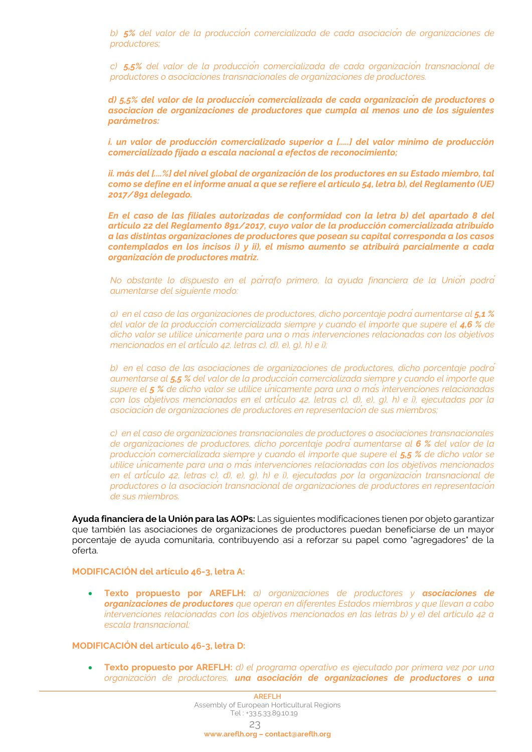*b) **5%** del valor de la producción comercializada de cada asociación de organizaciones de productores;*

*c) **5,5%** del valor de la producción comercializada de cada organización transnacional de productores o asociaciones transnacionales de organizaciones de productores.*

***d) 5,5% del valor de la producción comercializada de cada organización de productores o asociacion de organizaciones de productores que cumpla al menos uno de los siguientes parámetros:***

***i. un valor de producción comercializado superior a [.....] del valor mínimo de producción comercializado fijado a escala nacional a efectos de reconocimiento;***

***ii. más del [....%] del nivel global de organización de los productores en su Estado miembro, tal como se define en el informe anual a que se refiere el artículo 54, letra b), del Reglamento (UE) 2017/891 delegado.***

***En el caso de las filiales autorizadas de conformidad con la letra b) del apartado 8 del artículo 22 del Reglamento 891/2017, cuyo valor de la producción comercializada atribuido a las distintas organizaciones de productores que posean su capital corresponda a los casos contemplados en los incisos i) y ii), el mismo aumento se atribuirá parcialmente a cada organización de productores matriz.***

*No obstante lo dispuesto en el párrafo primero, la ayuda financiera de la Unión podrá aumentarse del siguiente modo:*

*a) en el caso de las organizaciones de productores, dicho porcentaje podrá aumentarse al **5,1 %** del valor de la producción comercializada siempre y cuando el importe que supere el **4,6 %** de dicho valor se utilice únicamente para una o más intervenciones relacionadas con los objetivos mencionados en el artículo 42, letras c), d), e), g), h) e i);*

*b) en el caso de las asociaciones de organizaciones de productores, dicho porcentaje podrá aumentarse al **5,5 %** del valor de la producción comercializada siempre y cuando el importe que supere el **5 %** de dicho valor se utilice únicamente para una o más intervenciones relacionadas con los objetivos mencionados en el artículo 42, letras c), d), e), g), h) e i), ejecutadas por la asociación de organizaciones de productores en representación de sus miembros;*

*c) en el caso de organizaciones transnacionales de productores o asociaciones transnacionales de organizaciones de productores, dicho porcentaje podrá aumentarse al **6 %** del valor de la producción comercializada siempre y cuando el importe que supere el **5,5 %** de dicho valor se utilice únicamente para una o más intervenciones relacionadas con los objetivos mencionados en el artículo 42, letras c), d), e), g), h) e i), ejecutadas por la organización transnacional de productores o la asociación transnacional de organizaciones de productores en representación de sus miembros.*

**Ayuda financiera de la Unión para las AOPs:** Las siguientes modificaciones tienen por objeto garantizar que también las asociaciones de organizaciones de productores puedan beneficiarse de un mayor porcentaje de ayuda comunitaria, contribuyendo así a reforzar su papel como "agregadores" de la oferta.

**MODIFICACIÓN del artículo 46-3, letra A:**

- **Texto propuesto por AREFLH:** *a) organizaciones de productores y **asociaciones de organizaciones de productores** que operan en diferentes Estados miembros y que llevan a cabo intervenciones relacionadas con los objetivos mencionados en las letras b) y e) del artículo 42 a escala transnacional;*

**MODIFICACIÓN del artículo 46-3, letra D:**

- **Texto propuesto por AREFLH:** *d) el programa operativo es ejecutado por primera vez por una organización de productores, **una asociación de organizaciones de productores o una***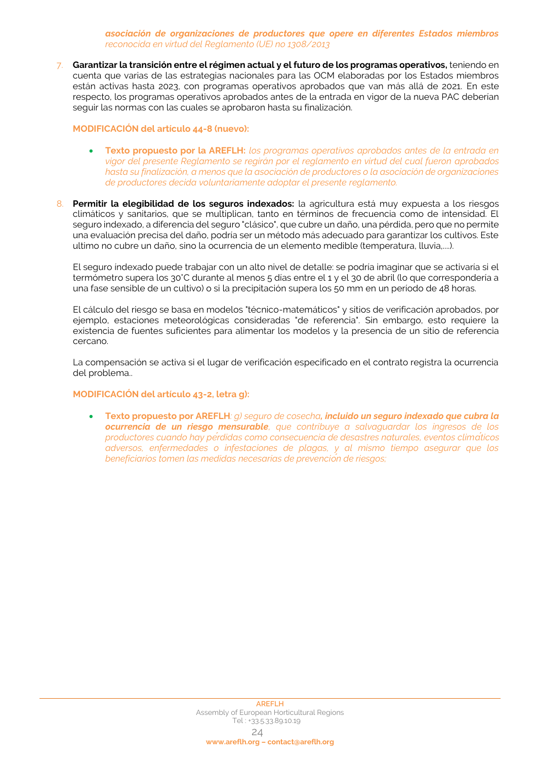*asociación de organizaciones de productores que opere en diferentes Estados miembros reconocida en virtud del Reglamento (UE) no 1308/2013*

7. **Garantizar la transición entre el régimen actual y el futuro de los programas operativos,** teniendo en cuenta que varias de las estrategias nacionales para las OCM elaboradas por los Estados miembros están activas hasta 2023, con programas operativos aprobados que van más allá de 2021. En este respecto, los programas operativos aprobados antes de la entrada en vigor de la nueva PAC deberían seguir las normas con las cuales se aprobaron hasta su finalización.

   **MODIFICACIÓN del artículo 44-8 (nuevo):**

   - **Texto propuesto por la AREFLH:** *los programas operativos aprobados antes de la entrada en vigor del presente Reglamento se regirán por el reglamento en virtud del cual fueron aprobados hasta su finalización, a menos que la asociación de productores o la asociación de organizaciones de productores decida voluntariamente adoptar el presente reglamento.*

8. **Permitir la elegibilidad de los seguros indexados:** la agricultura está muy expuesta a los riesgos climáticos y sanitarios, que se multiplican, tanto en términos de frecuencia como de intensidad. El seguro indexado, a diferencia del seguro "clásico", que cubre un daño, una pérdida, pero que no permite una evaluación precisa del daño, podría ser un método más adecuado para garantizar los cultivos. Este ultimo no cubre un daño, sino la ocurrencia de un elemento medible (temperatura, lluvia,....).

   El seguro indexado puede trabajar con un alto nivel de detalle: se podría imaginar que se activaría si el termómetro supera los 30°C durante al menos 5 días entre el 1 y el 30 de abril (lo que correspondería a una fase sensible de un cultivo) o si la precipitación supera los 50 mm en un período de 48 horas.

   El cálculo del riesgo se basa en modelos "técnico-matemáticos" y sitios de verificación aprobados, por ejemplo, estaciones meteorológicas consideradas "de referencia". Sin embargo, esto requiere la existencia de fuentes suficientes para alimentar los modelos y la presencia de un sitio de referencia cercano.

   La compensación se activa si el lugar de verificación especificado en el contrato registra la ocurrencia del problema..

   **MODIFICACIÓN del artículo 43-2, letra g):**

   - **Texto propuesto por AREFLH***: g) seguro de cosecha**, incluido un seguro indexado que cubra la ocurrencia de un riesgo mensurable**, que contribuye a salvaguardar los ingresos de los productores cuando hay pérdidas como consecuencia de desastres naturales, eventos climáticos adversos, enfermedades o infestaciones de plagas, y al mismo tiempo asegurar que los beneficiarios tomen las medidas necesarias de prevención de riesgos;*